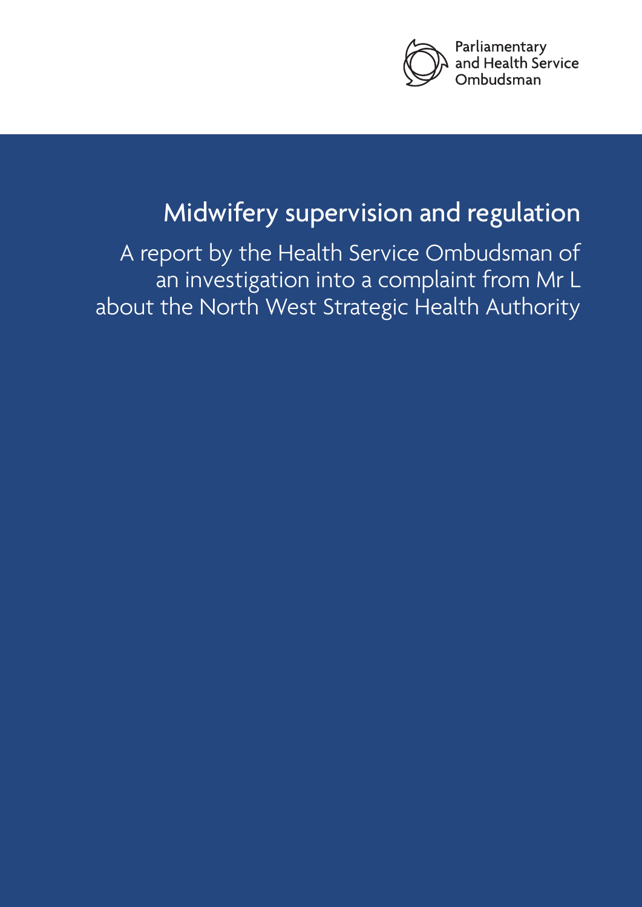Parliamentary and Health Service Ombudsman

# Midwifery supervision and regulation

A report by the Health Service Ombudsman of an investigation into a complaint from Mr L about the North West Strategic Health Authority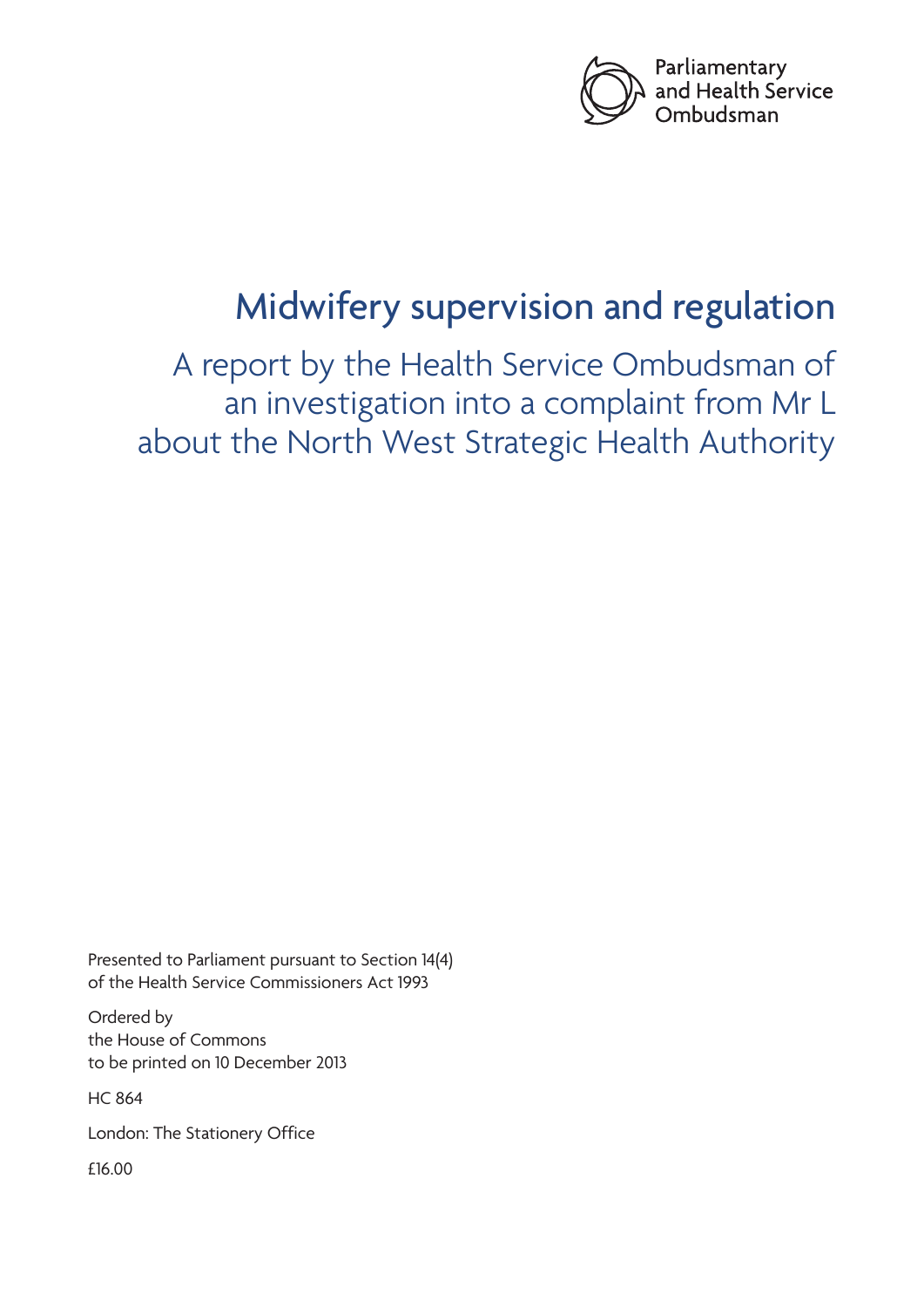Parliamentary and Health Service Ombudsman

# Midwifery supervision and regulation

## A report by the Health Service Ombudsman of an investigation into a complaint from Mr L about the North West Strategic Health Authority

Presented to Parliament pursuant to Section 14(4) of the Health Service Commissioners Act 1993

Ordered by
the House of Commons
to be printed on 10 December 2013

HC 864

London: The Stationery Office

£16.00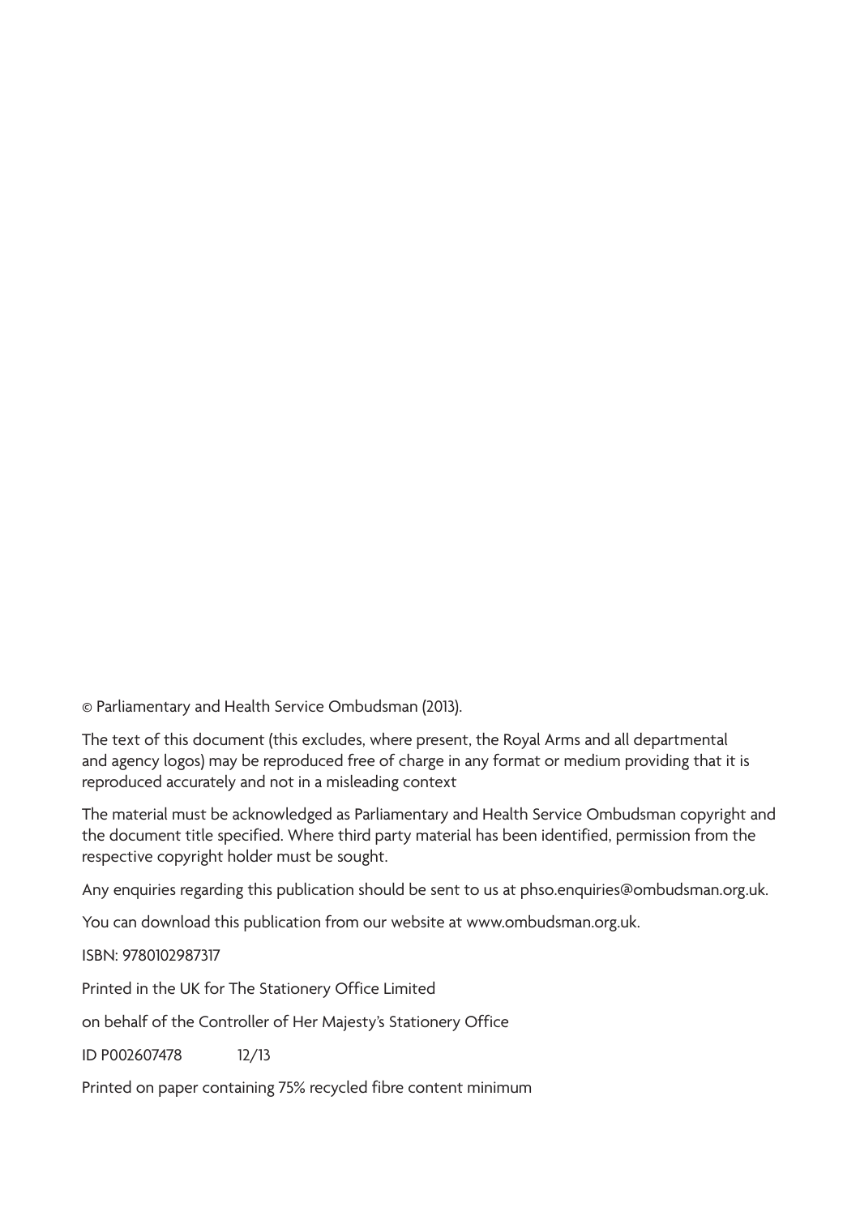© Parliamentary and Health Service Ombudsman (2013).

The text of this document (this excludes, where present, the Royal Arms and all departmental and agency logos) may be reproduced free of charge in any format or medium providing that it is reproduced accurately and not in a misleading context

The material must be acknowledged as Parliamentary and Health Service Ombudsman copyright and the document title specified. Where third party material has been identified, permission from the respective copyright holder must be sought.

Any enquiries regarding this publication should be sent to us at phso.enquiries@ombudsman.org.uk.

You can download this publication from our website at www.ombudsman.org.uk.

ISBN: 9780102987317

Printed in the UK for The Stationery Office Limited

on behalf of the Controller of Her Majesty's Stationery Office

ID P002607478 12/13

Printed on paper containing 75% recycled fibre content minimum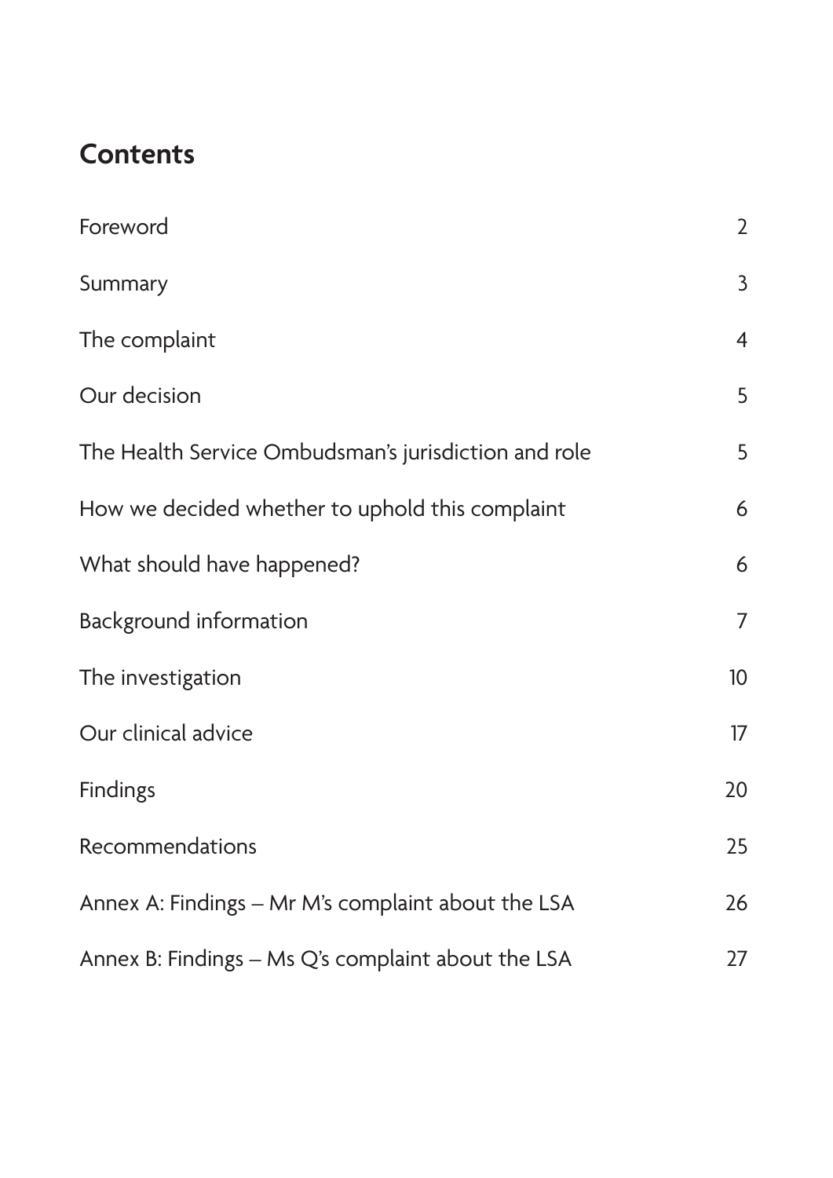## Contents

| | |
|---|---|
| Foreword | 2 |
| Summary | 3 |
| The complaint | 4 |
| Our decision | 5 |
| The Health Service Ombudsman's jurisdiction and role | 5 |
| How we decided whether to uphold this complaint | 6 |
| What should have happened? | 6 |
| Background information | 7 |
| The investigation | 10 |
| Our clinical advice | 17 |
| Findings | 20 |
| Recommendations | 25 |
| Annex A: Findings – Mr M's complaint about the LSA | 26 |
| Annex B: Findings – Ms Q's complaint about the LSA | 27 |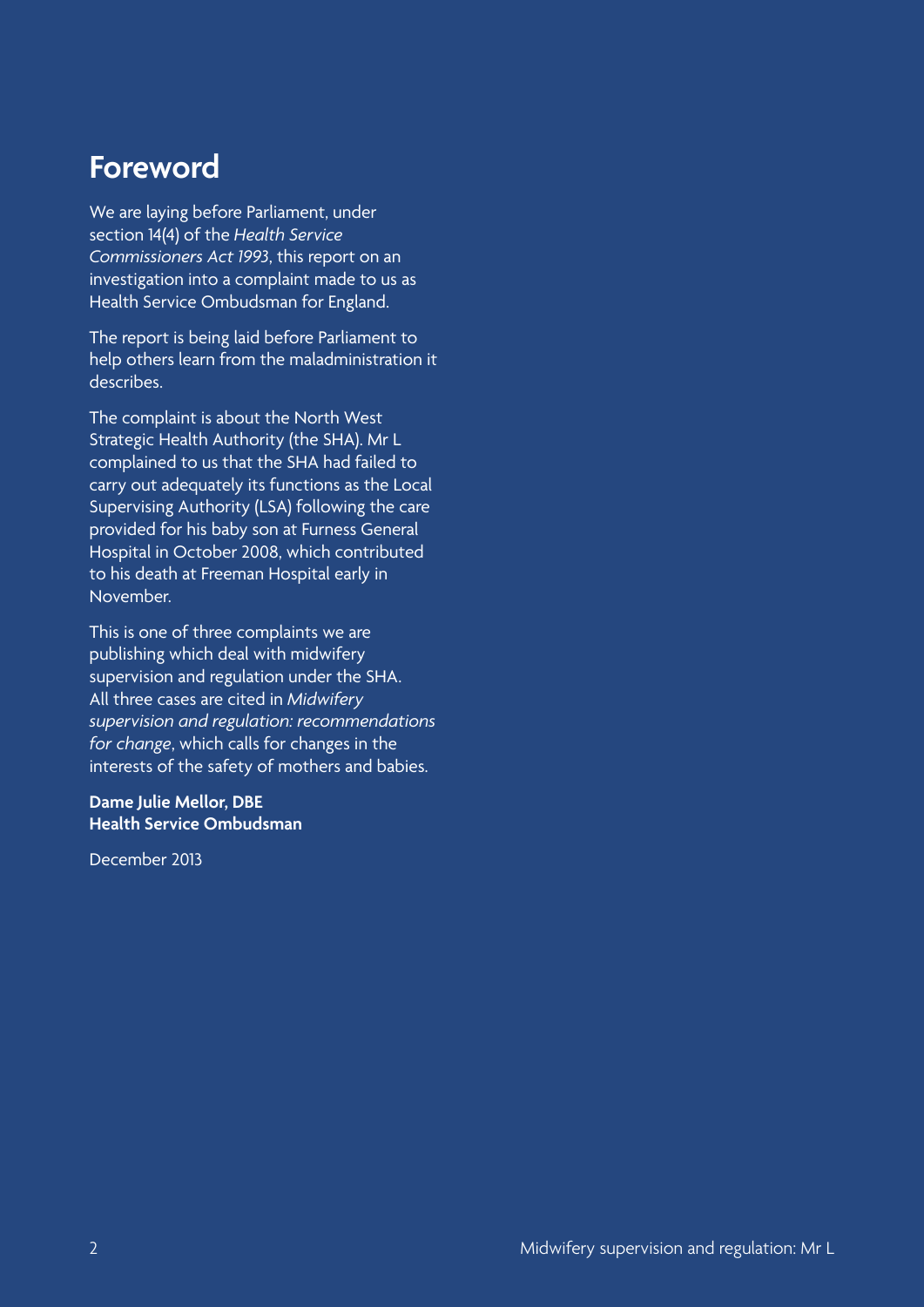# Foreword

We are laying before Parliament, under section 14(4) of the *Health Service Commissioners Act 1993*, this report on an investigation into a complaint made to us as Health Service Ombudsman for England.

The report is being laid before Parliament to help others learn from the maladministration it describes.

The complaint is about the North West Strategic Health Authority (the SHA). Mr L complained to us that the SHA had failed to carry out adequately its functions as the Local Supervising Authority (LSA) following the care provided for his baby son at Furness General Hospital in October 2008, which contributed to his death at Freeman Hospital early in November.

This is one of three complaints we are publishing which deal with midwifery supervision and regulation under the SHA. All three cases are cited in *Midwifery supervision and regulation: recommendations for change*, which calls for changes in the interests of the safety of mothers and babies.

**Dame Julie Mellor, DBE**
**Health Service Ombudsman**

December 2013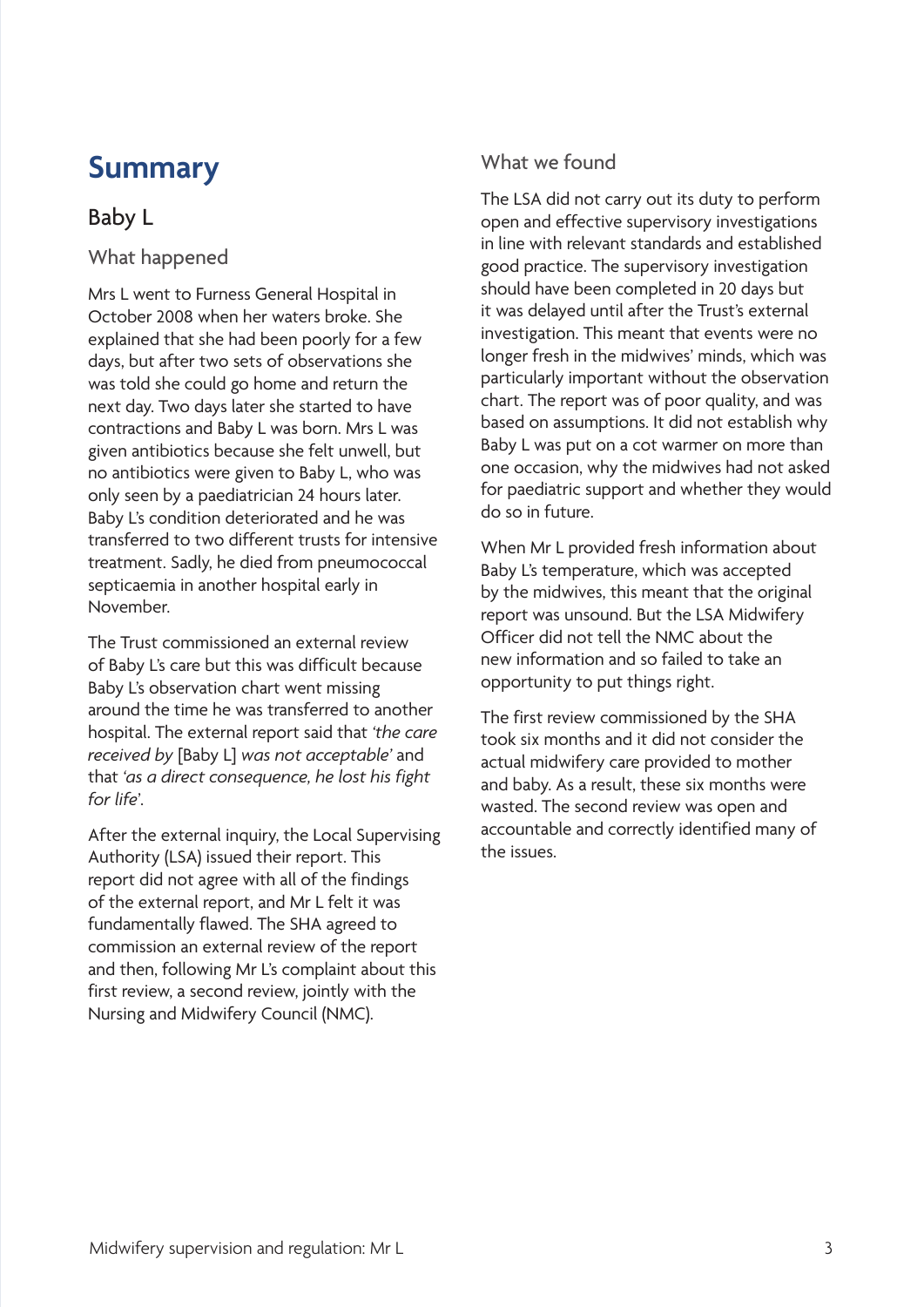# Summary

## Baby L

### What happened

Mrs L went to Furness General Hospital in October 2008 when her waters broke. She explained that she had been poorly for a few days, but after two sets of observations she was told she could go home and return the next day. Two days later she started to have contractions and Baby L was born. Mrs L was given antibiotics because she felt unwell, but no antibiotics were given to Baby L, who was only seen by a paediatrician 24 hours later. Baby L's condition deteriorated and he was transferred to two different trusts for intensive treatment. Sadly, he died from pneumococcal septicaemia in another hospital early in November.

The Trust commissioned an external review of Baby L's care but this was difficult because Baby L's observation chart went missing around the time he was transferred to another hospital. The external report said that *'the care received by* [Baby L] *was not acceptable'* and that *'as a direct consequence, he lost his fight for life'*.

After the external inquiry, the Local Supervising Authority (LSA) issued their report. This report did not agree with all of the findings of the external report, and Mr L felt it was fundamentally flawed. The SHA agreed to commission an external review of the report and then, following Mr L's complaint about this first review, a second review, jointly with the Nursing and Midwifery Council (NMC).

### What we found

The LSA did not carry out its duty to perform open and effective supervisory investigations in line with relevant standards and established good practice. The supervisory investigation should have been completed in 20 days but it was delayed until after the Trust's external investigation. This meant that events were no longer fresh in the midwives' minds, which was particularly important without the observation chart. The report was of poor quality, and was based on assumptions. It did not establish why Baby L was put on a cot warmer on more than one occasion, why the midwives had not asked for paediatric support and whether they would do so in future.

When Mr L provided fresh information about Baby L's temperature, which was accepted by the midwives, this meant that the original report was unsound. But the LSA Midwifery Officer did not tell the NMC about the new information and so failed to take an opportunity to put things right.

The first review commissioned by the SHA took six months and it did not consider the actual midwifery care provided to mother and baby. As a result, these six months were wasted. The second review was open and accountable and correctly identified many of the issues.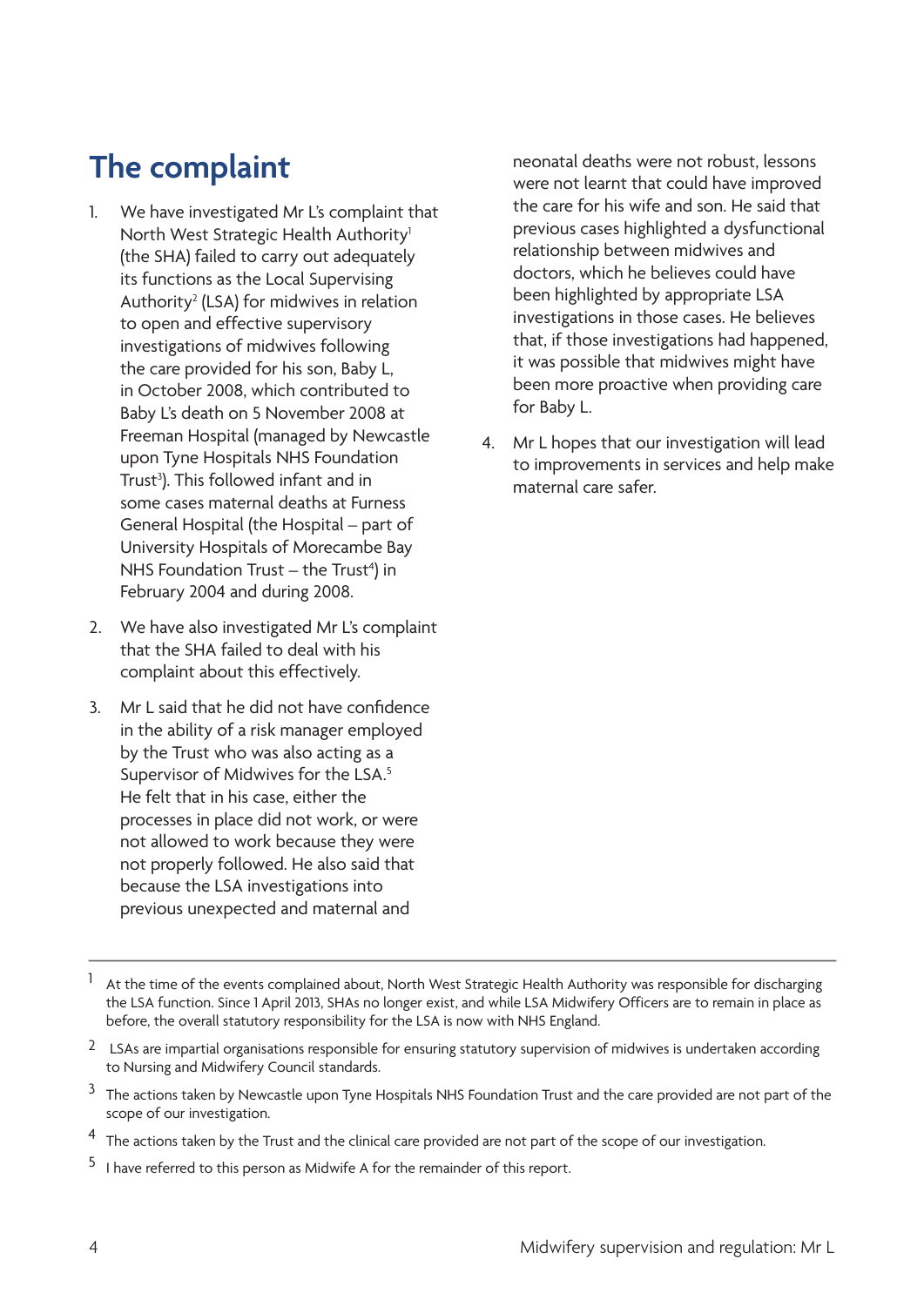# The complaint

1. We have investigated Mr L's complaint that North West Strategic Health Authority[1] (the SHA) failed to carry out adequately its functions as the Local Supervising Authority[2] (LSA) for midwives in relation to open and effective supervisory investigations of midwives following the care provided for his son, Baby L, in October 2008, which contributed to Baby L's death on 5 November 2008 at Freeman Hospital (managed by Newcastle upon Tyne Hospitals NHS Foundation Trust[3]). This followed infant and in some cases maternal deaths at Furness General Hospital (the Hospital – part of University Hospitals of Morecambe Bay NHS Foundation Trust – the Trust[4]) in February 2004 and during 2008.

2. We have also investigated Mr L's complaint that the SHA failed to deal with his complaint about this effectively.

3. Mr L said that he did not have confidence in the ability of a risk manager employed by the Trust who was also acting as a Supervisor of Midwives for the LSA.[5] He felt that in his case, either the processes in place did not work, or were not allowed to work because they were not properly followed. He also said that because the LSA investigations into previous unexpected and maternal and neonatal deaths were not robust, lessons were not learnt that could have improved the care for his wife and son. He said that previous cases highlighted a dysfunctional relationship between midwives and doctors, which he believes could have been highlighted by appropriate LSA investigations in those cases. He believes that, if those investigations had happened, it was possible that midwives might have been more proactive when providing care for Baby L.

4. Mr L hopes that our investigation will lead to improvements in services and help make maternal care safer.

---

[1] At the time of the events complained about, North West Strategic Health Authority was responsible for discharging the LSA function. Since 1 April 2013, SHAs no longer exist, and while LSA Midwifery Officers are to remain in place as before, the overall statutory responsibility for the LSA is now with NHS England.

[2] LSAs are impartial organisations responsible for ensuring statutory supervision of midwives is undertaken according to Nursing and Midwifery Council standards.

[3] The actions taken by Newcastle upon Tyne Hospitals NHS Foundation Trust and the care provided are not part of the scope of our investigation.

[4] The actions taken by the Trust and the clinical care provided are not part of the scope of our investigation.

[5] I have referred to this person as Midwife A for the remainder of this report.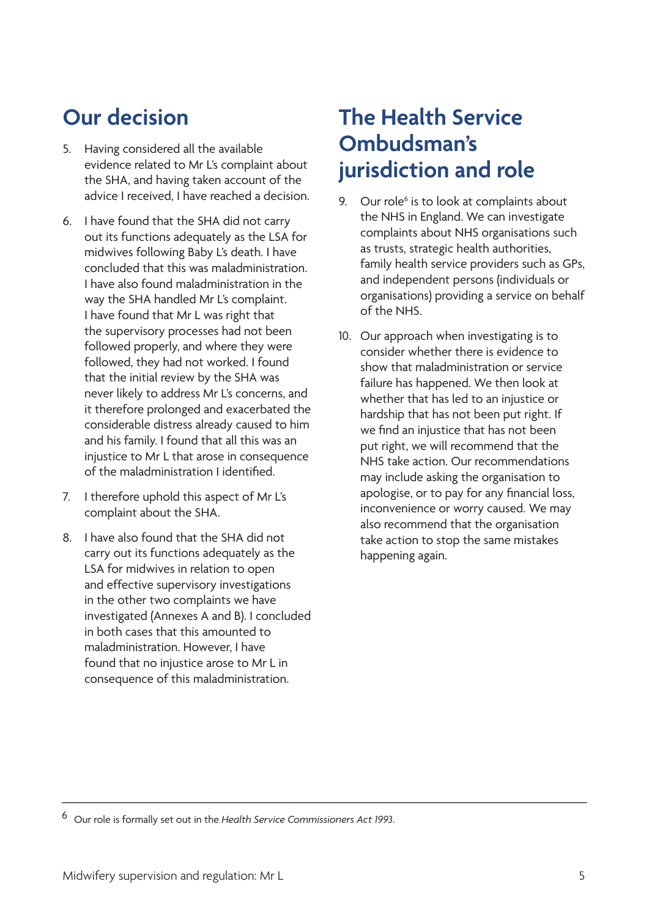## Our decision

5. Having considered all the available evidence related to Mr L's complaint about the SHA, and having taken account of the advice I received, I have reached a decision.

6. I have found that the SHA did not carry out its functions adequately as the LSA for midwives following Baby L's death. I have concluded that this was maladministration. I have also found maladministration in the way the SHA handled Mr L's complaint. I have found that Mr L was right that the supervisory processes had not been followed properly, and where they were followed, they had not worked. I found that the initial review by the SHA was never likely to address Mr L's concerns, and it therefore prolonged and exacerbated the considerable distress already caused to him and his family. I found that all this was an injustice to Mr L that arose in consequence of the maladministration I identified.

7. I therefore uphold this aspect of Mr L's complaint about the SHA.

8. I have also found that the SHA did not carry out its functions adequately as the LSA for midwives in relation to open and effective supervisory investigations in the other two complaints we have investigated (Annexes A and B). I concluded in both cases that this amounted to maladministration. However, I have found that no injustice arose to Mr L in consequence of this maladministration.

## The Health Service Ombudsman's jurisdiction and role

9. Our role[6] is to look at complaints about the NHS in England. We can investigate complaints about NHS organisations such as trusts, strategic health authorities, family health service providers such as GPs, and independent persons (individuals or organisations) providing a service on behalf of the NHS.

10. Our approach when investigating is to consider whether there is evidence to show that maladministration or service failure has happened. We then look at whether that has led to an injustice or hardship that has not been put right. If we find an injustice that has not been put right, we will recommend that the NHS take action. Our recommendations may include asking the organisation to apologise, or to pay for any financial loss, inconvenience or worry caused. We may also recommend that the organisation take action to stop the same mistakes happening again.

---

[6] Our role is formally set out in the *Health Service Commissioners Act 1993*.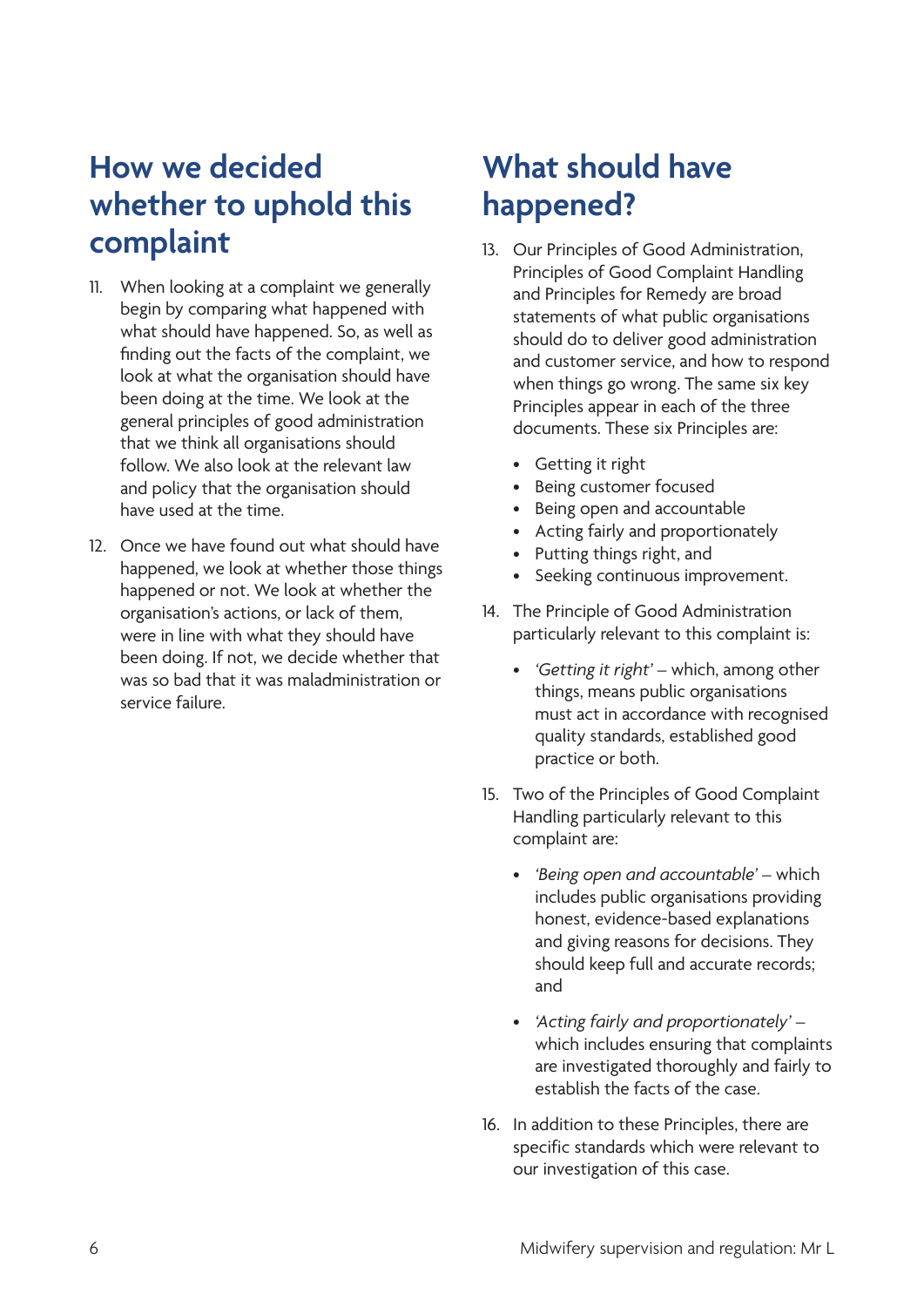## How we decided whether to uphold this complaint

11. When looking at a complaint we generally begin by comparing what happened with what should have happened. So, as well as finding out the facts of the complaint, we look at what the organisation should have been doing at the time. We look at the general principles of good administration that we think all organisations should follow. We also look at the relevant law and policy that the organisation should have used at the time.

12. Once we have found out what should have happened, we look at whether those things happened or not. We look at whether the organisation's actions, or lack of them, were in line with what they should have been doing. If not, we decide whether that was so bad that it was maladministration or service failure.

## What should have happened?

13. Our Principles of Good Administration, Principles of Good Complaint Handling and Principles for Remedy are broad statements of what public organisations should do to deliver good administration and customer service, and how to respond when things go wrong. The same six key Principles appear in each of the three documents. These six Principles are:

    - Getting it right
    - Being customer focused
    - Being open and accountable
    - Acting fairly and proportionately
    - Putting things right, and
    - Seeking continuous improvement.

14. The Principle of Good Administration particularly relevant to this complaint is:

    - *'Getting it right'* – which, among other things, means public organisations must act in accordance with recognised quality standards, established good practice or both.

15. Two of the Principles of Good Complaint Handling particularly relevant to this complaint are:

    - *'Being open and accountable'* – which includes public organisations providing honest, evidence-based explanations and giving reasons for decisions. They should keep full and accurate records; and

    - *'Acting fairly and proportionately'* – which includes ensuring that complaints are investigated thoroughly and fairly to establish the facts of the case.

16. In addition to these Principles, there are specific standards which were relevant to our investigation of this case.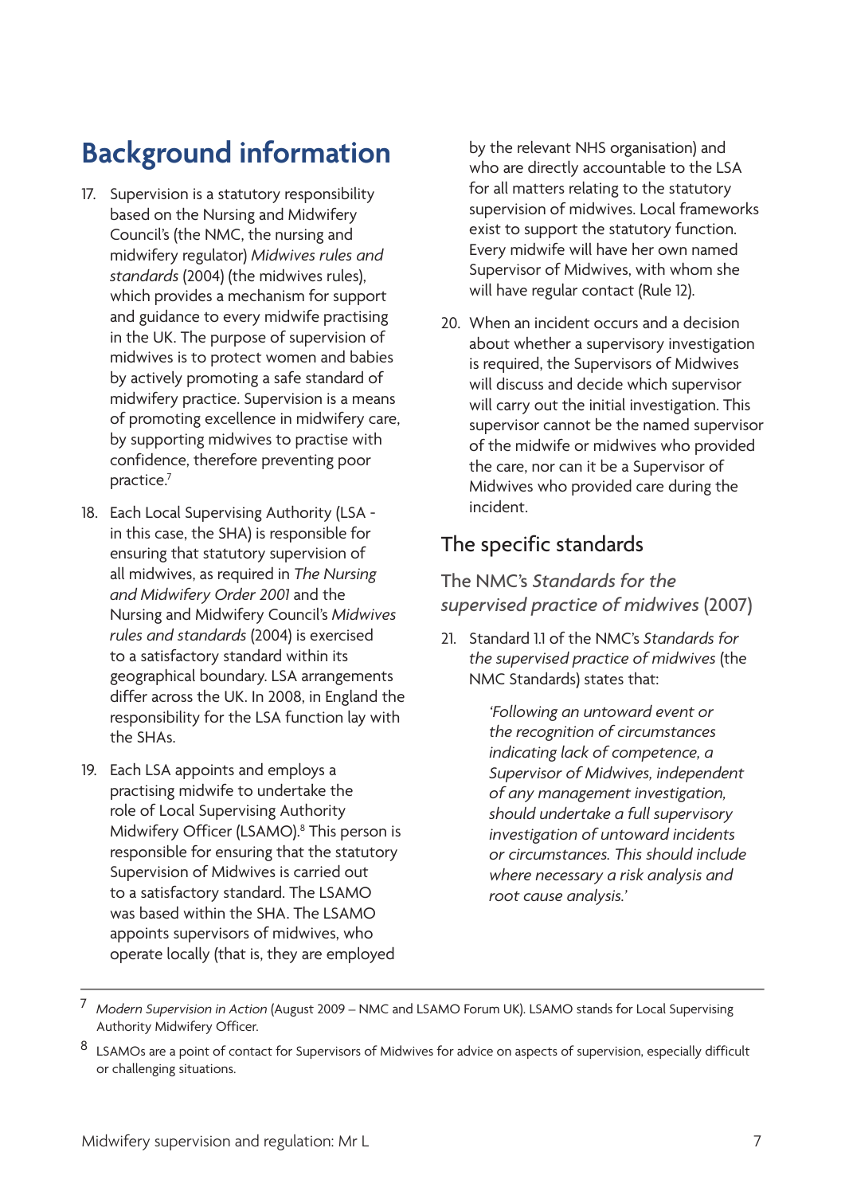# Background information

17. Supervision is a statutory responsibility based on the Nursing and Midwifery Council's (the NMC, the nursing and midwifery regulator) *Midwives rules and standards* (2004) (the midwives rules), which provides a mechanism for support and guidance to every midwife practising in the UK. The purpose of supervision of midwives is to protect women and babies by actively promoting a safe standard of midwifery practice. Supervision is a means of promoting excellence in midwifery care, by supporting midwives to practise with confidence, therefore preventing poor practice.[7]

18. Each Local Supervising Authority (LSA - in this case, the SHA) is responsible for ensuring that statutory supervision of all midwives, as required in *The Nursing and Midwifery Order 2001* and the Nursing and Midwifery Council's *Midwives rules and standards* (2004) is exercised to a satisfactory standard within its geographical boundary. LSA arrangements differ across the UK. In 2008, in England the responsibility for the LSA function lay with the SHAs.

19. Each LSA appoints and employs a practising midwife to undertake the role of Local Supervising Authority Midwifery Officer (LSAMO).[8] This person is responsible for ensuring that the statutory Supervision of Midwives is carried out to a satisfactory standard. The LSAMO was based within the SHA. The LSAMO appoints supervisors of midwives, who operate locally (that is, they are employed by the relevant NHS organisation) and who are directly accountable to the LSA for all matters relating to the statutory supervision of midwives. Local frameworks exist to support the statutory function. Every midwife will have her own named Supervisor of Midwives, with whom she will have regular contact (Rule 12).

20. When an incident occurs and a decision about whether a supervisory investigation is required, the Supervisors of Midwives will discuss and decide which supervisor will carry out the initial investigation. This supervisor cannot be the named supervisor of the midwife or midwives who provided the care, nor can it be a Supervisor of Midwives who provided care during the incident.

## The specific standards

### The NMC's *Standards for the supervised practice of midwives* (2007)

21. Standard 1.1 of the NMC's *Standards for the supervised practice of midwives* (the NMC Standards) states that:

> *'Following an untoward event or the recognition of circumstances indicating lack of competence, a Supervisor of Midwives, independent of any management investigation, should undertake a full supervisory investigation of untoward incidents or circumstances. This should include where necessary a risk analysis and root cause analysis.'*

---

[7] *Modern Supervision in Action* (August 2009 – NMC and LSAMO Forum UK). LSAMO stands for Local Supervising Authority Midwifery Officer.

[8] LSAMOs are a point of contact for Supervisors of Midwives for advice on aspects of supervision, especially difficult or challenging situations.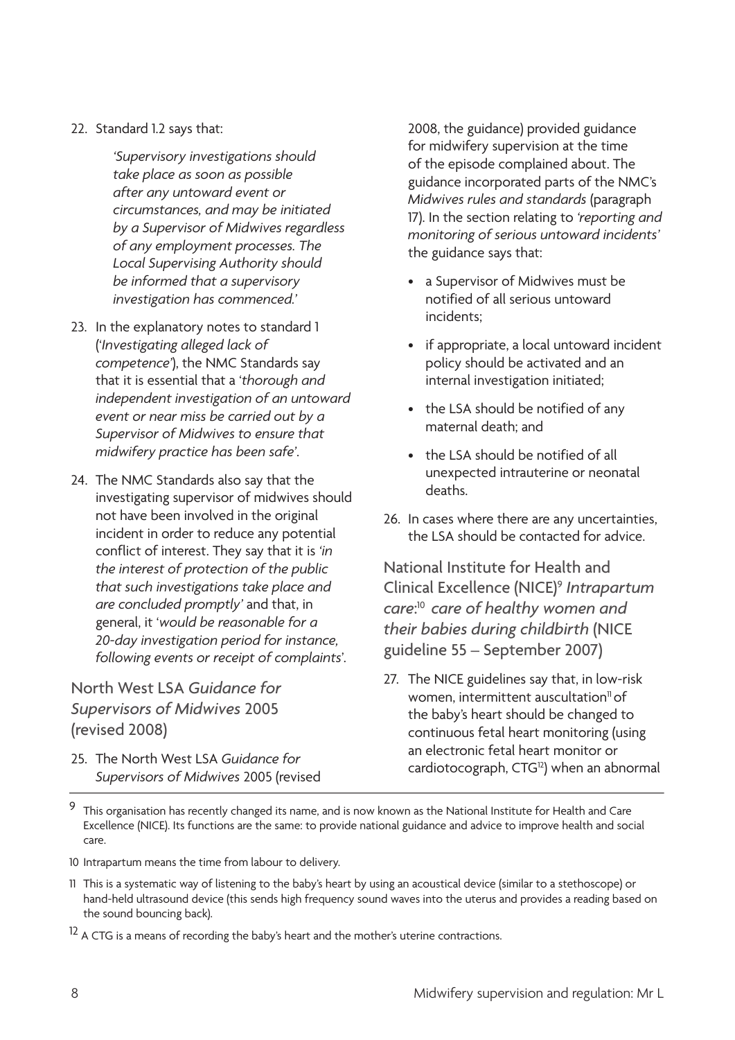22. Standard 1.2 says that:

    *'Supervisory investigations should take place as soon as possible after any untoward event or circumstances, and may be initiated by a Supervisor of Midwives regardless of any employment processes. The Local Supervising Authority should be informed that a supervisory investigation has commenced.'*

23. In the explanatory notes to standard 1 (*'Investigating alleged lack of competence'*), the NMC Standards say that it is essential that a '*thorough and independent investigation of an untoward event or near miss be carried out by a Supervisor of Midwives to ensure that midwifery practice has been safe*'.

24. The NMC Standards also say that the investigating supervisor of midwives should not have been involved in the original incident in order to reduce any potential conflict of interest. They say that it is *'in the interest of protection of the public that such investigations take place and are concluded promptly'* and that, in general, it '*would be reasonable for a 20-day investigation period for instance, following events or receipt of complaints*'.

## North West LSA *Guidance for Supervisors of Midwives* 2005 (revised 2008)

25. The North West LSA *Guidance for Supervisors of Midwives* 2005 (revised 2008, the guidance) provided guidance for midwifery supervision at the time of the episode complained about. The guidance incorporated parts of the NMC's *Midwives rules and standards* (paragraph 17). In the section relating to *'reporting and monitoring of serious untoward incidents'* the guidance says that:

    - a Supervisor of Midwives must be notified of all serious untoward incidents;
    - if appropriate, a local untoward incident policy should be activated and an internal investigation initiated;
    - the LSA should be notified of any maternal death; and
    - the LSA should be notified of all unexpected intrauterine or neonatal deaths.

26. In cases where there are any uncertainties, the LSA should be contacted for advice.

## National Institute for Health and Clinical Excellence (NICE)[9] *Intrapartum care*:[10] *care of healthy women and their babies during childbirth* (NICE guideline 55 – September 2007)

27. The NICE guidelines say that, in low-risk women, intermittent auscultation[11] of the baby's heart should be changed to continuous fetal heart monitoring (using an electronic fetal heart monitor or cardiotocograph, CTG[12]) when an abnormal

---

[9] This organisation has recently changed its name, and is now known as the National Institute for Health and Care Excellence (NICE). Its functions are the same: to provide national guidance and advice to improve health and social care.

[10] Intrapartum means the time from labour to delivery.

[11] This is a systematic way of listening to the baby's heart by using an acoustical device (similar to a stethoscope) or hand-held ultrasound device (this sends high frequency sound waves into the uterus and provides a reading based on the sound bouncing back).

[12] A CTG is a means of recording the baby's heart and the mother's uterine contractions.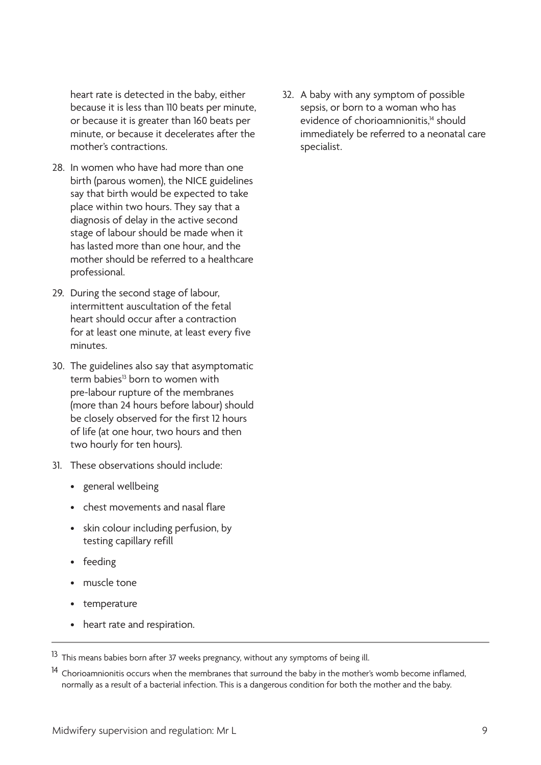heart rate is detected in the baby, either because it is less than 110 beats per minute, or because it is greater than 160 beats per minute, or because it decelerates after the mother's contractions.

28. In women who have had more than one birth (parous women), the NICE guidelines say that birth would be expected to take place within two hours. They say that a diagnosis of delay in the active second stage of labour should be made when it has lasted more than one hour, and the mother should be referred to a healthcare professional.

29. During the second stage of labour, intermittent auscultation of the fetal heart should occur after a contraction for at least one minute, at least every five minutes.

30. The guidelines also say that asymptomatic term babies[13] born to women with pre-labour rupture of the membranes (more than 24 hours before labour) should be closely observed for the first 12 hours of life (at one hour, two hours and then two hourly for ten hours).

31. These observations should include:

    - general wellbeing
    - chest movements and nasal flare
    - skin colour including perfusion, by testing capillary refill
    - feeding
    - muscle tone
    - temperature
    - heart rate and respiration.

32. A baby with any symptom of possible sepsis, or born to a woman who has evidence of chorioamnionitis,[14] should immediately be referred to a neonatal care specialist.

---

[13] This means babies born after 37 weeks pregnancy, without any symptoms of being ill.

[14] Chorioamnionitis occurs when the membranes that surround the baby in the mother's womb become inflamed, normally as a result of a bacterial infection. This is a dangerous condition for both the mother and the baby.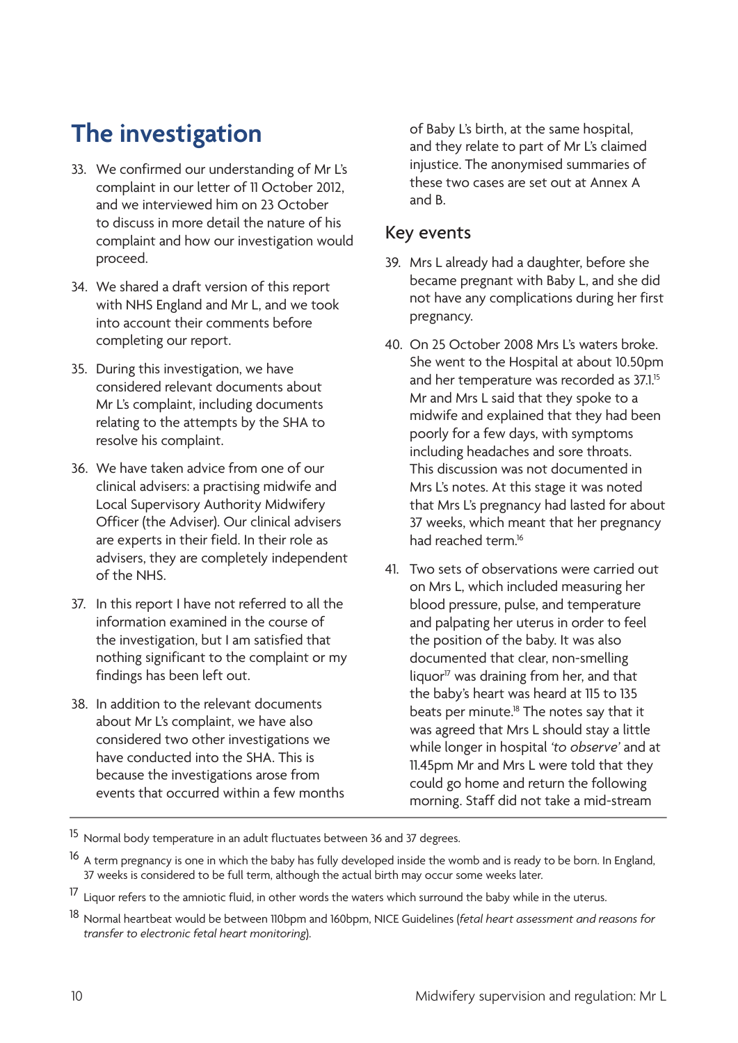# The investigation

33. We confirmed our understanding of Mr L's complaint in our letter of 11 October 2012, and we interviewed him on 23 October to discuss in more detail the nature of his complaint and how our investigation would proceed.

34. We shared a draft version of this report with NHS England and Mr L, and we took into account their comments before completing our report.

35. During this investigation, we have considered relevant documents about Mr L's complaint, including documents relating to the attempts by the SHA to resolve his complaint.

36. We have taken advice from one of our clinical advisers: a practising midwife and Local Supervisory Authority Midwifery Officer (the Adviser). Our clinical advisers are experts in their field. In their role as advisers, they are completely independent of the NHS.

37. In this report I have not referred to all the information examined in the course of the investigation, but I am satisfied that nothing significant to the complaint or my findings has been left out.

38. In addition to the relevant documents about Mr L's complaint, we have also considered two other investigations we have conducted into the SHA. This is because the investigations arose from events that occurred within a few months of Baby L's birth, at the same hospital, and they relate to part of Mr L's claimed injustice. The anonymised summaries of these two cases are set out at Annex A and B.

## Key events

39. Mrs L already had a daughter, before she became pregnant with Baby L, and she did not have any complications during her first pregnancy.

40. On 25 October 2008 Mrs L's waters broke. She went to the Hospital at about 10.50pm and her temperature was recorded as 37.1.[15] Mr and Mrs L said that they spoke to a midwife and explained that they had been poorly for a few days, with symptoms including headaches and sore throats. This discussion was not documented in Mrs L's notes. At this stage it was noted that Mrs L's pregnancy had lasted for about 37 weeks, which meant that her pregnancy had reached term.[16]

41. Two sets of observations were carried out on Mrs L, which included measuring her blood pressure, pulse, and temperature and palpating her uterus in order to feel the position of the baby. It was also documented that clear, non-smelling liquor[17] was draining from her, and that the baby's heart was heard at 115 to 135 beats per minute.[18] The notes say that it was agreed that Mrs L should stay a little while longer in hospital *'to observe'* and at 11.45pm Mr and Mrs L were told that they could go home and return the following morning. Staff did not take a mid-stream

---

[15] Normal body temperature in an adult fluctuates between 36 and 37 degrees.

[16] A term pregnancy is one in which the baby has fully developed inside the womb and is ready to be born. In England, 37 weeks is considered to be full term, although the actual birth may occur some weeks later.

[17] Liquor refers to the amniotic fluid, in other words the waters which surround the baby while in the uterus.

[18] Normal heartbeat would be between 110bpm and 160bpm, NICE Guidelines (*fetal heart assessment and reasons for transfer to electronic fetal heart monitoring*).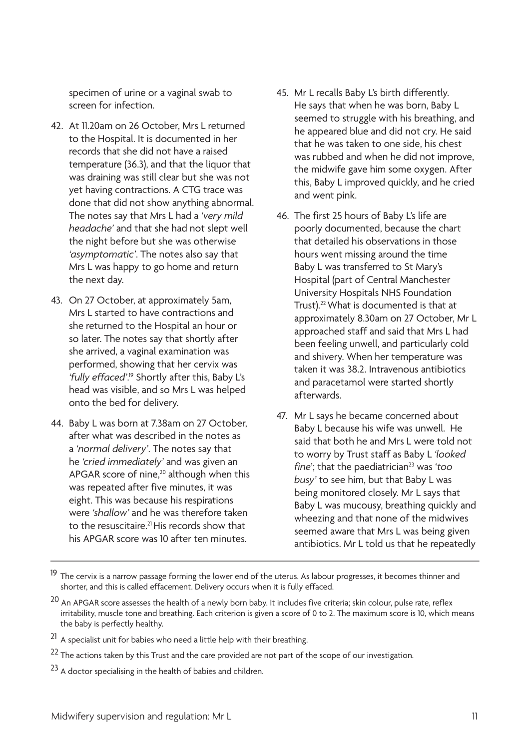specimen of urine or a vaginal swab to screen for infection.

42. At 11.20am on 26 October, Mrs L returned to the Hospital. It is documented in her records that she did not have a raised temperature (36.3), and that the liquor that was draining was still clear but she was not yet having contractions. A CTG trace was done that did not show anything abnormal. The notes say that Mrs L had a *'very mild headache'* and that she had not slept well the night before but she was otherwise *'asymptomatic'*. The notes also say that Mrs L was happy to go home and return the next day.

43. On 27 October, at approximately 5am, Mrs L started to have contractions and she returned to the Hospital an hour or so later. The notes say that shortly after she arrived, a vaginal examination was performed, showing that her cervix was *'fully effaced'*.[19] Shortly after this, Baby L's head was visible, and so Mrs L was helped onto the bed for delivery.

44. Baby L was born at 7.38am on 27 October, after what was described in the notes as a *'normal delivery'*. The notes say that he *'cried immediately'* and was given an APGAR score of nine,[20] although when this was repeated after five minutes, it was eight. This was because his respirations were *'shallow'* and he was therefore taken to the resuscitaire.[21] His records show that his APGAR score was 10 after ten minutes.

45. Mr L recalls Baby L's birth differently. He says that when he was born, Baby L seemed to struggle with his breathing, and he appeared blue and did not cry. He said that he was taken to one side, his chest was rubbed and when he did not improve, the midwife gave him some oxygen. After this, Baby L improved quickly, and he cried and went pink.

46. The first 25 hours of Baby L's life are poorly documented, because the chart that detailed his observations in those hours went missing around the time Baby L was transferred to St Mary's Hospital (part of Central Manchester University Hospitals NHS Foundation Trust).[22] What is documented is that at approximately 8.30am on 27 October, Mr L approached staff and said that Mrs L had been feeling unwell, and particularly cold and shivery. When her temperature was taken it was 38.2. Intravenous antibiotics and paracetamol were started shortly afterwards.

47. Mr L says he became concerned about Baby L because his wife was unwell. He said that both he and Mrs L were told not to worry by Trust staff as Baby L *'looked fine'*; that the paediatrician[23] was *'too busy'* to see him, but that Baby L was being monitored closely. Mr L says that Baby L was mucousy, breathing quickly and wheezing and that none of the midwives seemed aware that Mrs L was being given antibiotics. Mr L told us that he repeatedly

---

[19] The cervix is a narrow passage forming the lower end of the uterus. As labour progresses, it becomes thinner and shorter, and this is called effacement. Delivery occurs when it is fully effaced.

[20] An APGAR score assesses the health of a newly born baby. It includes five criteria; skin colour, pulse rate, reflex irritability, muscle tone and breathing. Each criterion is given a score of 0 to 2. The maximum score is 10, which means the baby is perfectly healthy.

[21] A specialist unit for babies who need a little help with their breathing.

[22] The actions taken by this Trust and the care provided are not part of the scope of our investigation.

[23] A doctor specialising in the health of babies and children.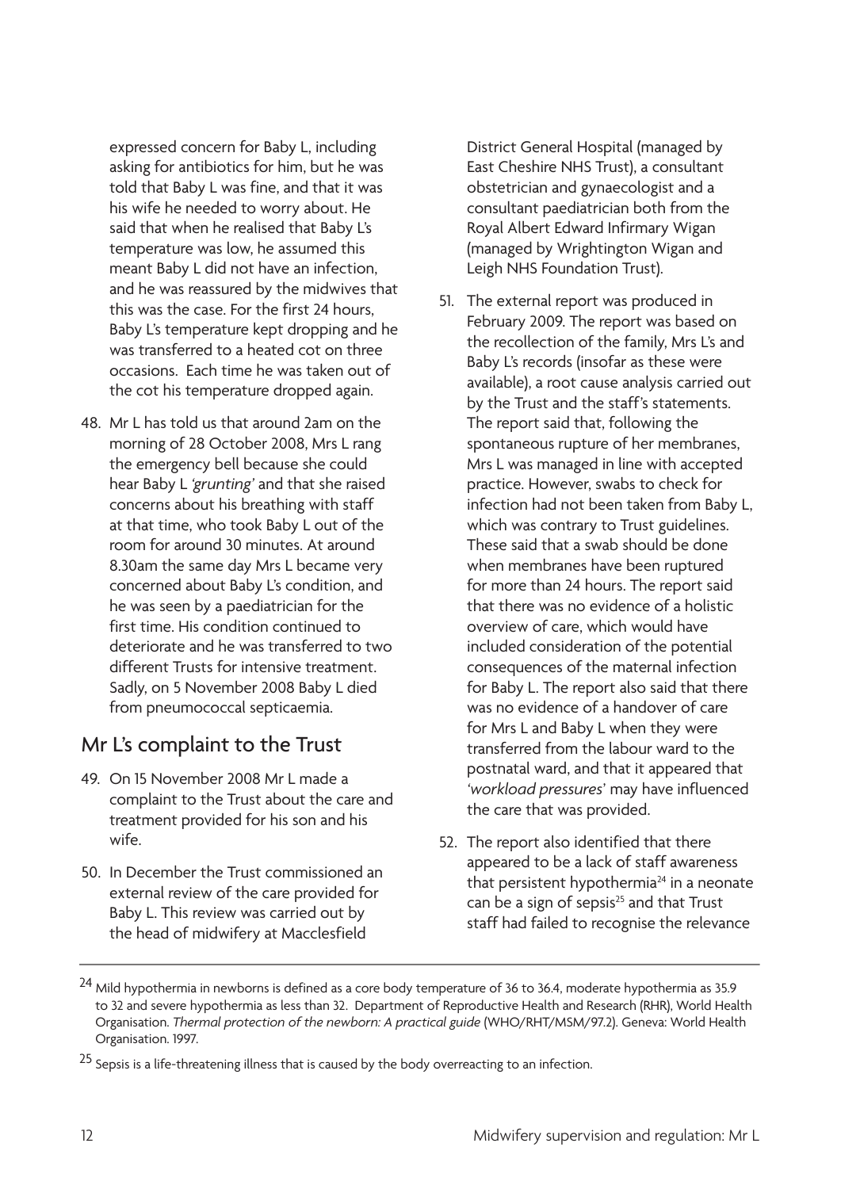expressed concern for Baby L, including asking for antibiotics for him, but he was told that Baby L was fine, and that it was his wife he needed to worry about. He said that when he realised that Baby L's temperature was low, he assumed this meant Baby L did not have an infection, and he was reassured by the midwives that this was the case. For the first 24 hours, Baby L's temperature kept dropping and he was transferred to a heated cot on three occasions. Each time he was taken out of the cot his temperature dropped again.

48. Mr L has told us that around 2am on the morning of 28 October 2008, Mrs L rang the emergency bell because she could hear Baby L *'grunting'* and that she raised concerns about his breathing with staff at that time, who took Baby L out of the room for around 30 minutes. At around 8.30am the same day Mrs L became very concerned about Baby L's condition, and he was seen by a paediatrician for the first time. His condition continued to deteriorate and he was transferred to two different Trusts for intensive treatment. Sadly, on 5 November 2008 Baby L died from pneumococcal septicaemia.

## Mr L's complaint to the Trust

49. On 15 November 2008 Mr L made a complaint to the Trust about the care and treatment provided for his son and his wife.

50. In December the Trust commissioned an external review of the care provided for Baby L. This review was carried out by the head of midwifery at Macclesfield District General Hospital (managed by East Cheshire NHS Trust), a consultant obstetrician and gynaecologist and a consultant paediatrician both from the Royal Albert Edward Infirmary Wigan (managed by Wrightington Wigan and Leigh NHS Foundation Trust).

51. The external report was produced in February 2009. The report was based on the recollection of the family, Mrs L's and Baby L's records (insofar as these were available), a root cause analysis carried out by the Trust and the staff's statements. The report said that, following the spontaneous rupture of her membranes, Mrs L was managed in line with accepted practice. However, swabs to check for infection had not been taken from Baby L, which was contrary to Trust guidelines. These said that a swab should be done when membranes have been ruptured for more than 24 hours. The report said that there was no evidence of a holistic overview of care, which would have included consideration of the potential consequences of the maternal infection for Baby L. The report also said that there was no evidence of a handover of care for Mrs L and Baby L when they were transferred from the labour ward to the postnatal ward, and that it appeared that '*workload pressures*' may have influenced the care that was provided.

52. The report also identified that there appeared to be a lack of staff awareness that persistent hypothermia[24] in a neonate can be a sign of sepsis[25] and that Trust staff had failed to recognise the relevance

---

[24] Mild hypothermia in newborns is defined as a core body temperature of 36 to 36.4, moderate hypothermia as 35.9 to 32 and severe hypothermia as less than 32. Department of Reproductive Health and Research (RHR), World Health Organisation. *Thermal protection of the newborn: A practical guide* (WHO/RHT/MSM/97.2). Geneva: World Health Organisation. 1997.

[25] Sepsis is a life-threatening illness that is caused by the body overreacting to an infection.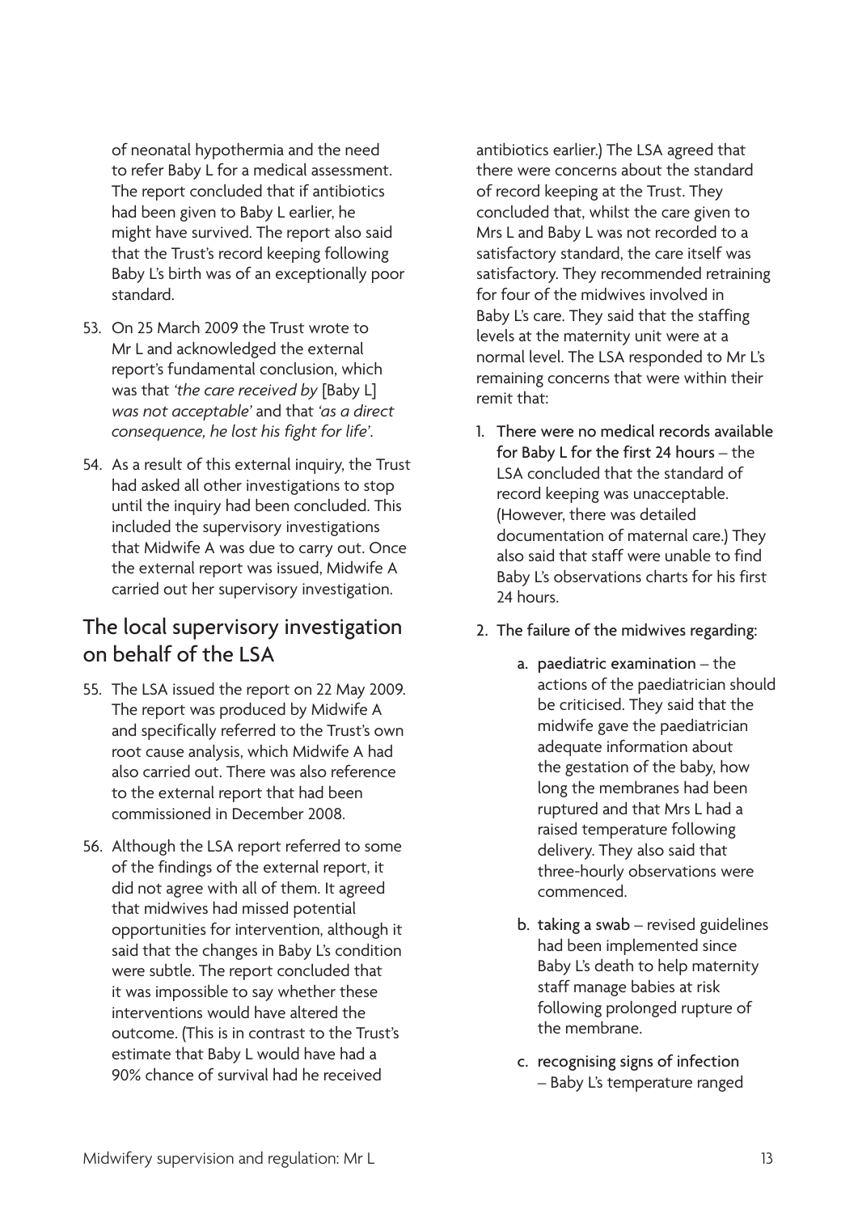of neonatal hypothermia and the need to refer Baby L for a medical assessment. The report concluded that if antibiotics had been given to Baby L earlier, he might have survived. The report also said that the Trust's record keeping following Baby L's birth was of an exceptionally poor standard.

53. On 25 March 2009 the Trust wrote to Mr L and acknowledged the external report's fundamental conclusion, which was that *'the care received by* [Baby L] *was not acceptable'* and that *'as a direct consequence, he lost his fight for life'*.

54. As a result of this external inquiry, the Trust had asked all other investigations to stop until the inquiry had been concluded. This included the supervisory investigations that Midwife A was due to carry out. Once the external report was issued, Midwife A carried out her supervisory investigation.

## The local supervisory investigation on behalf of the LSA

55. The LSA issued the report on 22 May 2009. The report was produced by Midwife A and specifically referred to the Trust's own root cause analysis, which Midwife A had also carried out. There was also reference to the external report that had been commissioned in December 2008.

56. Although the LSA report referred to some of the findings of the external report, it did not agree with all of them. It agreed that midwives had missed potential opportunities for intervention, although it said that the changes in Baby L's condition were subtle. The report concluded that it was impossible to say whether these interventions would have altered the outcome. (This is in contrast to the Trust's estimate that Baby L would have had a 90% chance of survival had he received antibiotics earlier.) The LSA agreed that there were concerns about the standard of record keeping at the Trust. They concluded that, whilst the care given to Mrs L and Baby L was not recorded to a satisfactory standard, the care itself was satisfactory. They recommended retraining for four of the midwives involved in Baby L's care. They said that the staffing levels at the maternity unit were at a normal level. The LSA responded to Mr L's remaining concerns that were within their remit that:

1. **There were no medical records available for Baby L for the first 24 hours** – the LSA concluded that the standard of record keeping was unacceptable. (However, there was detailed documentation of maternal care.) They also said that staff were unable to find Baby L's observations charts for his first 24 hours.

2. **The failure of the midwives regarding:**

    a. **paediatric examination** – the actions of the paediatrician should be criticised. They said that the midwife gave the paediatrician adequate information about the gestation of the baby, how long the membranes had been ruptured and that Mrs L had a raised temperature following delivery. They also said that three-hourly observations were commenced.

    b. **taking a swab** – revised guidelines had been implemented since Baby L's death to help maternity staff manage babies at risk following prolonged rupture of the membrane.

    c. **recognising signs of infection** – Baby L's temperature ranged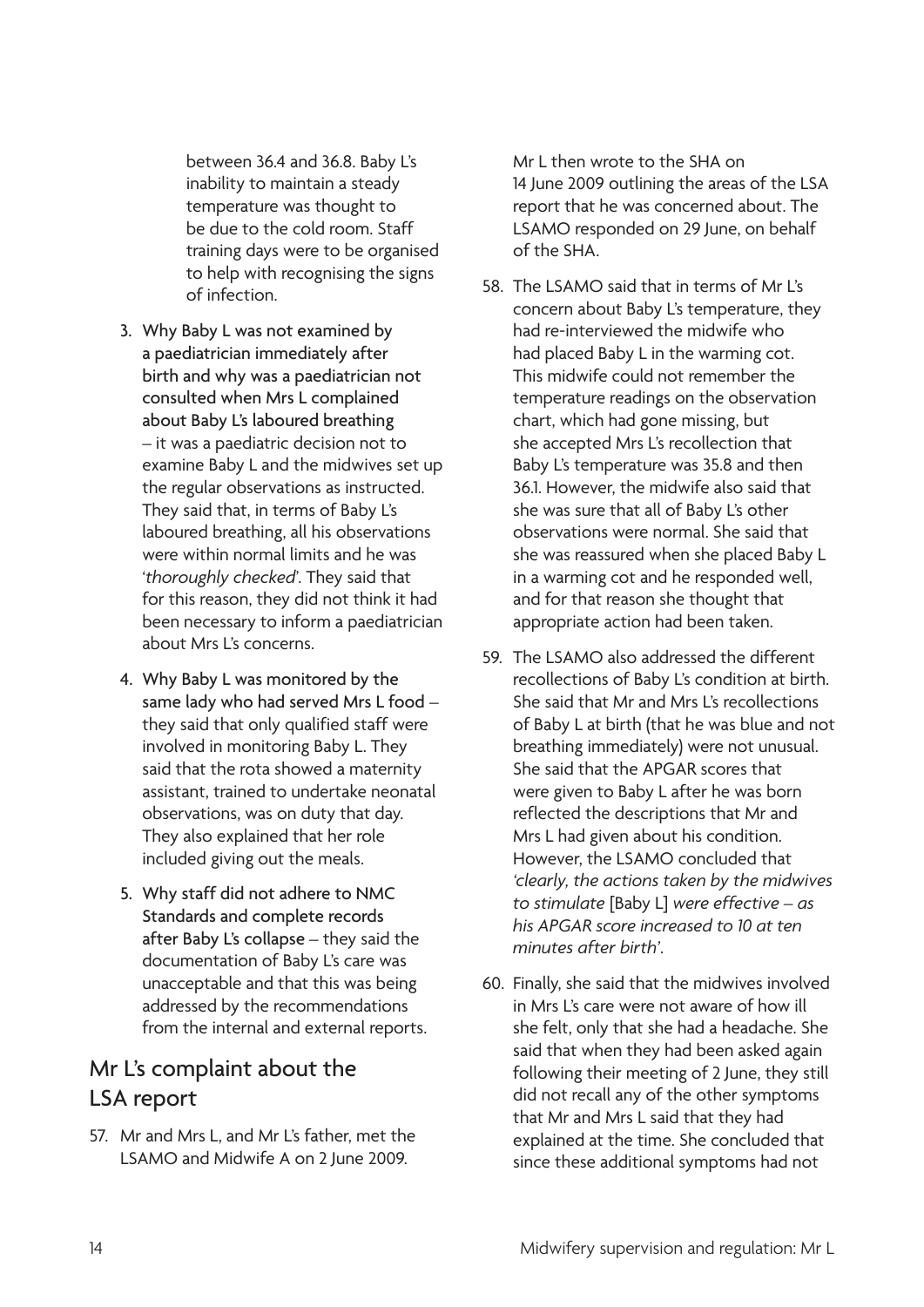between 36.4 and 36.8. Baby L's inability to maintain a steady temperature was thought to be due to the cold room. Staff training days were to be organised to help with recognising the signs of infection.

3. **Why Baby L was not examined by a paediatrician immediately after birth and why was a paediatrician not consulted when Mrs L complained about Baby L's laboured breathing** – it was a paediatric decision not to examine Baby L and the midwives set up the regular observations as instructed. They said that, in terms of Baby L's laboured breathing, all his observations were within normal limits and he was '*thoroughly checked*'. They said that for this reason, they did not think it had been necessary to inform a paediatrician about Mrs L's concerns.

4. **Why Baby L was monitored by the same lady who had served Mrs L food** – they said that only qualified staff were involved in monitoring Baby L. They said that the rota showed a maternity assistant, trained to undertake neonatal observations, was on duty that day. They also explained that her role included giving out the meals.

5. **Why staff did not adhere to NMC Standards and complete records after Baby L's collapse** – they said the documentation of Baby L's care was unacceptable and that this was being addressed by the recommendations from the internal and external reports.

## Mr L's complaint about the LSA report

57. Mr and Mrs L, and Mr L's father, met the LSAMO and Midwife A on 2 June 2009. Mr L then wrote to the SHA on 14 June 2009 outlining the areas of the LSA report that he was concerned about. The LSAMO responded on 29 June, on behalf of the SHA.

58. The LSAMO said that in terms of Mr L's concern about Baby L's temperature, they had re-interviewed the midwife who had placed Baby L in the warming cot. This midwife could not remember the temperature readings on the observation chart, which had gone missing, but she accepted Mrs L's recollection that Baby L's temperature was 35.8 and then 36.1. However, the midwife also said that she was sure that all of Baby L's other observations were normal. She said that she was reassured when she placed Baby L in a warming cot and he responded well, and for that reason she thought that appropriate action had been taken.

59. The LSAMO also addressed the different recollections of Baby L's condition at birth. She said that Mr and Mrs L's recollections of Baby L at birth (that he was blue and not breathing immediately) were not unusual. She said that the APGAR scores that were given to Baby L after he was born reflected the descriptions that Mr and Mrs L had given about his condition. However, the LSAMO concluded that *'clearly, the actions taken by the midwives to stimulate* [Baby L] *were effective – as his APGAR score increased to 10 at ten minutes after birth'*.

60. Finally, she said that the midwives involved in Mrs L's care were not aware of how ill she felt, only that she had a headache. She said that when they had been asked again following their meeting of 2 June, they still did not recall any of the other symptoms that Mr and Mrs L said that they had explained at the time. She concluded that since these additional symptoms had not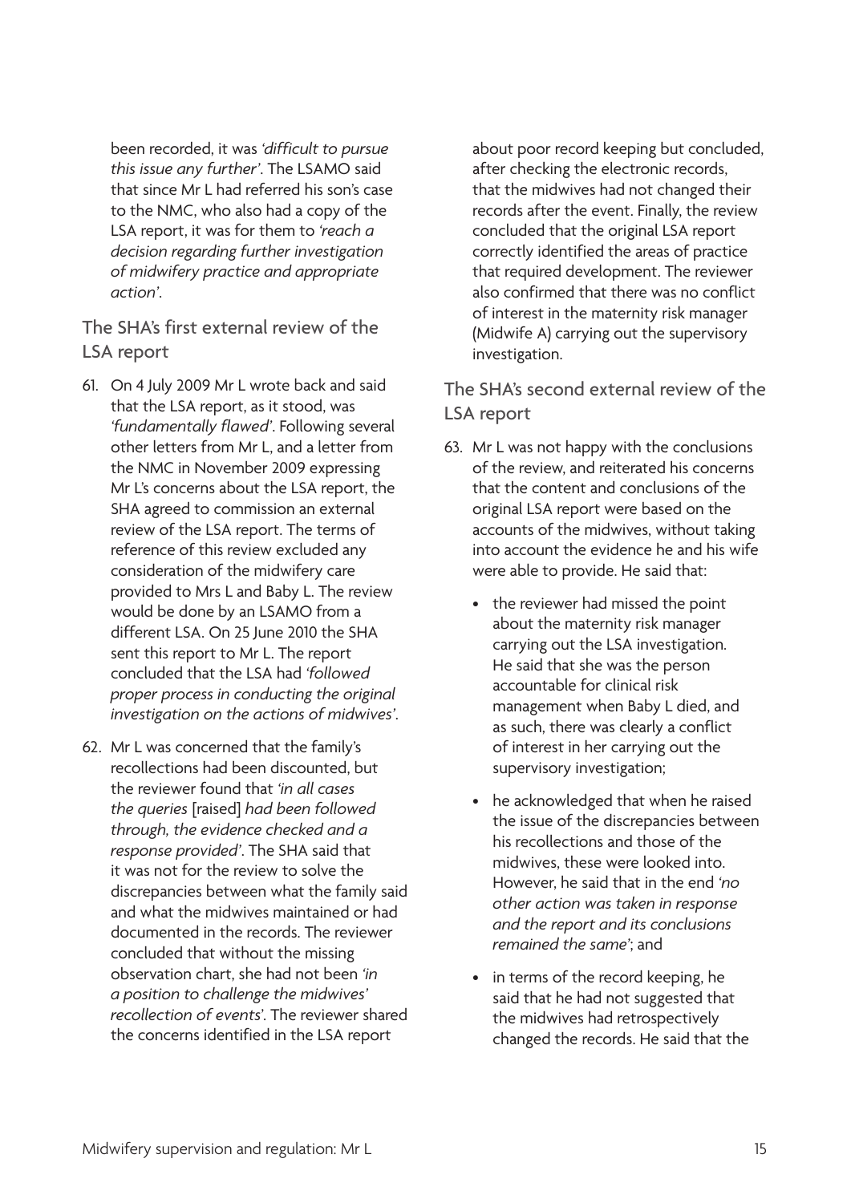been recorded, it was *'difficult to pursue this issue any further'*. The LSAMO said that since Mr L had referred his son's case to the NMC, who also had a copy of the LSA report, it was for them to *'reach a decision regarding further investigation of midwifery practice and appropriate action'*.

## The SHA's first external review of the LSA report

61. On 4 July 2009 Mr L wrote back and said that the LSA report, as it stood, was *'fundamentally flawed'*. Following several other letters from Mr L, and a letter from the NMC in November 2009 expressing Mr L's concerns about the LSA report, the SHA agreed to commission an external review of the LSA report. The terms of reference of this review excluded any consideration of the midwifery care provided to Mrs L and Baby L. The review would be done by an LSAMO from a different LSA. On 25 June 2010 the SHA sent this report to Mr L. The report concluded that the LSA had *'followed proper process in conducting the original investigation on the actions of midwives'*.

62. Mr L was concerned that the family's recollections had been discounted, but the reviewer found that *'in all cases the queries* [raised] *had been followed through, the evidence checked and a response provided'*. The SHA said that it was not for the review to solve the discrepancies between what the family said and what the midwives maintained or had documented in the records. The reviewer concluded that without the missing observation chart, she had not been *'in a position to challenge the midwives' recollection of events'*. The reviewer shared the concerns identified in the LSA report about poor record keeping but concluded, after checking the electronic records, that the midwives had not changed their records after the event. Finally, the review concluded that the original LSA report correctly identified the areas of practice that required development. The reviewer also confirmed that there was no conflict of interest in the maternity risk manager (Midwife A) carrying out the supervisory investigation.

## The SHA's second external review of the LSA report

63. Mr L was not happy with the conclusions of the review, and reiterated his concerns that the content and conclusions of the original LSA report were based on the accounts of the midwives, without taking into account the evidence he and his wife were able to provide. He said that:

    - the reviewer had missed the point about the maternity risk manager carrying out the LSA investigation. He said that she was the person accountable for clinical risk management when Baby L died, and as such, there was clearly a conflict of interest in her carrying out the supervisory investigation;

    - he acknowledged that when he raised the issue of the discrepancies between his recollections and those of the midwives, these were looked into. However, he said that in the end *'no other action was taken in response and the report and its conclusions remained the same'*; and

    - in terms of the record keeping, he said that he had not suggested that the midwives had retrospectively changed the records. He said that the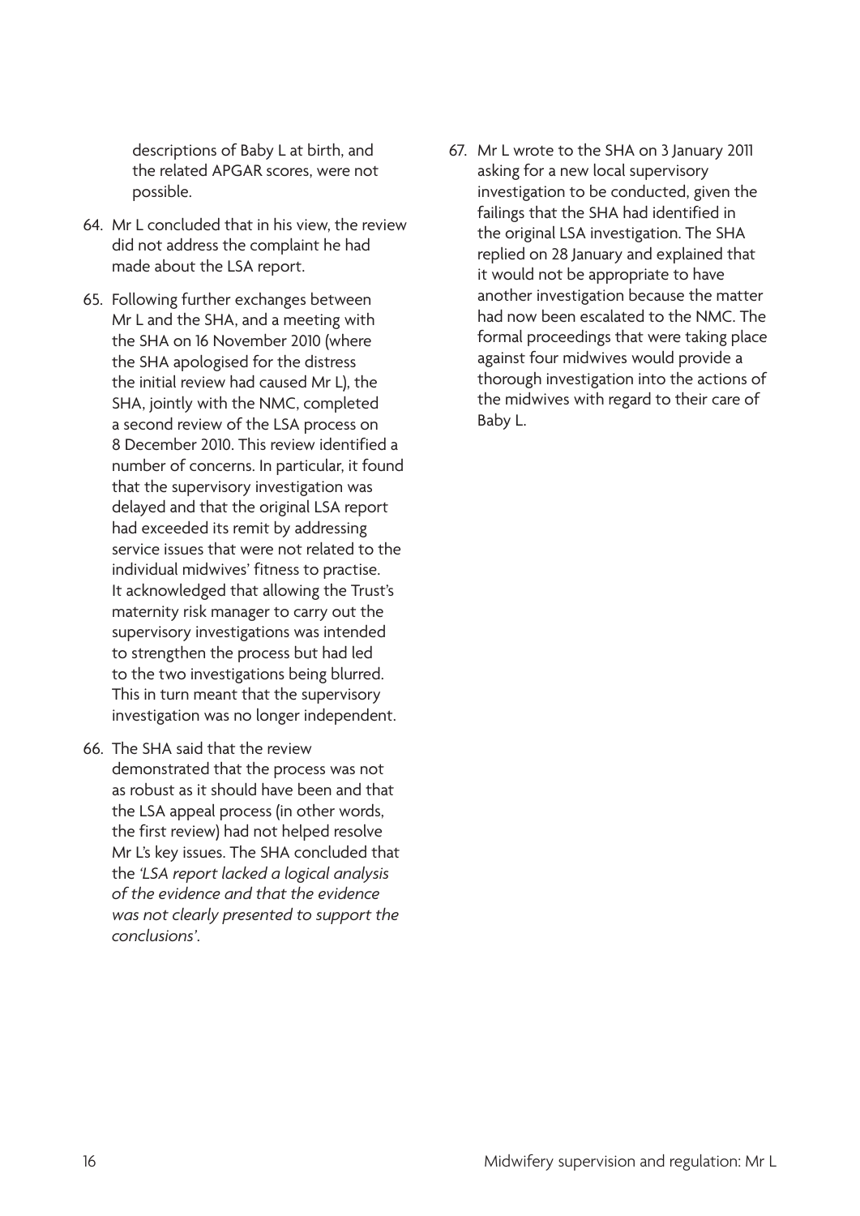descriptions of Baby L at birth, and the related APGAR scores, were not possible.

64. Mr L concluded that in his view, the review did not address the complaint he had made about the LSA report.

65. Following further exchanges between Mr L and the SHA, and a meeting with the SHA on 16 November 2010 (where the SHA apologised for the distress the initial review had caused Mr L), the SHA, jointly with the NMC, completed a second review of the LSA process on 8 December 2010. This review identified a number of concerns. In particular, it found that the supervisory investigation was delayed and that the original LSA report had exceeded its remit by addressing service issues that were not related to the individual midwives' fitness to practise. It acknowledged that allowing the Trust's maternity risk manager to carry out the supervisory investigations was intended to strengthen the process but had led to the two investigations being blurred. This in turn meant that the supervisory investigation was no longer independent.

66. The SHA said that the review demonstrated that the process was not as robust as it should have been and that the LSA appeal process (in other words, the first review) had not helped resolve Mr L's key issues. The SHA concluded that the *'LSA report lacked a logical analysis of the evidence and that the evidence was not clearly presented to support the conclusions'*.

67. Mr L wrote to the SHA on 3 January 2011 asking for a new local supervisory investigation to be conducted, given the failings that the SHA had identified in the original LSA investigation. The SHA replied on 28 January and explained that it would not be appropriate to have another investigation because the matter had now been escalated to the NMC. The formal proceedings that were taking place against four midwives would provide a thorough investigation into the actions of the midwives with regard to their care of Baby L.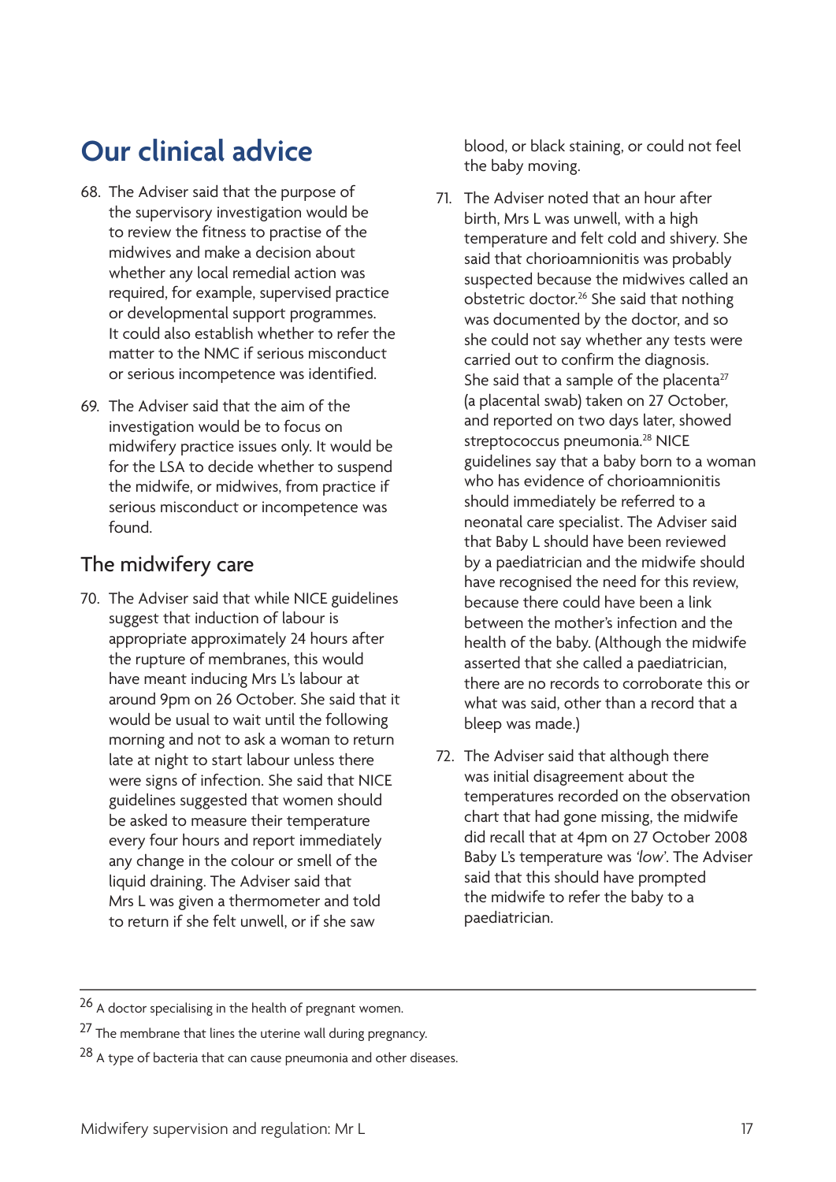# Our clinical advice

68. The Adviser said that the purpose of the supervisory investigation would be to review the fitness to practise of the midwives and make a decision about whether any local remedial action was required, for example, supervised practice or developmental support programmes. It could also establish whether to refer the matter to the NMC if serious misconduct or serious incompetence was identified.

69. The Adviser said that the aim of the investigation would be to focus on midwifery practice issues only. It would be for the LSA to decide whether to suspend the midwife, or midwives, from practice if serious misconduct or incompetence was found.

## The midwifery care

70. The Adviser said that while NICE guidelines suggest that induction of labour is appropriate approximately 24 hours after the rupture of membranes, this would have meant inducing Mrs L's labour at around 9pm on 26 October. She said that it would be usual to wait until the following morning and not to ask a woman to return late at night to start labour unless there were signs of infection. She said that NICE guidelines suggested that women should be asked to measure their temperature every four hours and report immediately any change in the colour or smell of the liquid draining. The Adviser said that Mrs L was given a thermometer and told to return if she felt unwell, or if she saw blood, or black staining, or could not feel the baby moving.

71. The Adviser noted that an hour after birth, Mrs L was unwell, with a high temperature and felt cold and shivery. She said that chorioamnionitis was probably suspected because the midwives called an obstetric doctor.[26] She said that nothing was documented by the doctor, and so she could not say whether any tests were carried out to confirm the diagnosis. She said that a sample of the placenta[27] (a placental swab) taken on 27 October, and reported on two days later, showed streptococcus pneumonia.[28] NICE guidelines say that a baby born to a woman who has evidence of chorioamnionitis should immediately be referred to a neonatal care specialist. The Adviser said that Baby L should have been reviewed by a paediatrician and the midwife should have recognised the need for this review, because there could have been a link between the mother's infection and the health of the baby. (Although the midwife asserted that she called a paediatrician, there are no records to corroborate this or what was said, other than a record that a bleep was made.)

72. The Adviser said that although there was initial disagreement about the temperatures recorded on the observation chart that had gone missing, the midwife did recall that at 4pm on 27 October 2008 Baby L's temperature was *'low'*. The Adviser said that this should have prompted the midwife to refer the baby to a paediatrician.

---

[26] A doctor specialising in the health of pregnant women.

[27] The membrane that lines the uterine wall during pregnancy.

[28] A type of bacteria that can cause pneumonia and other diseases.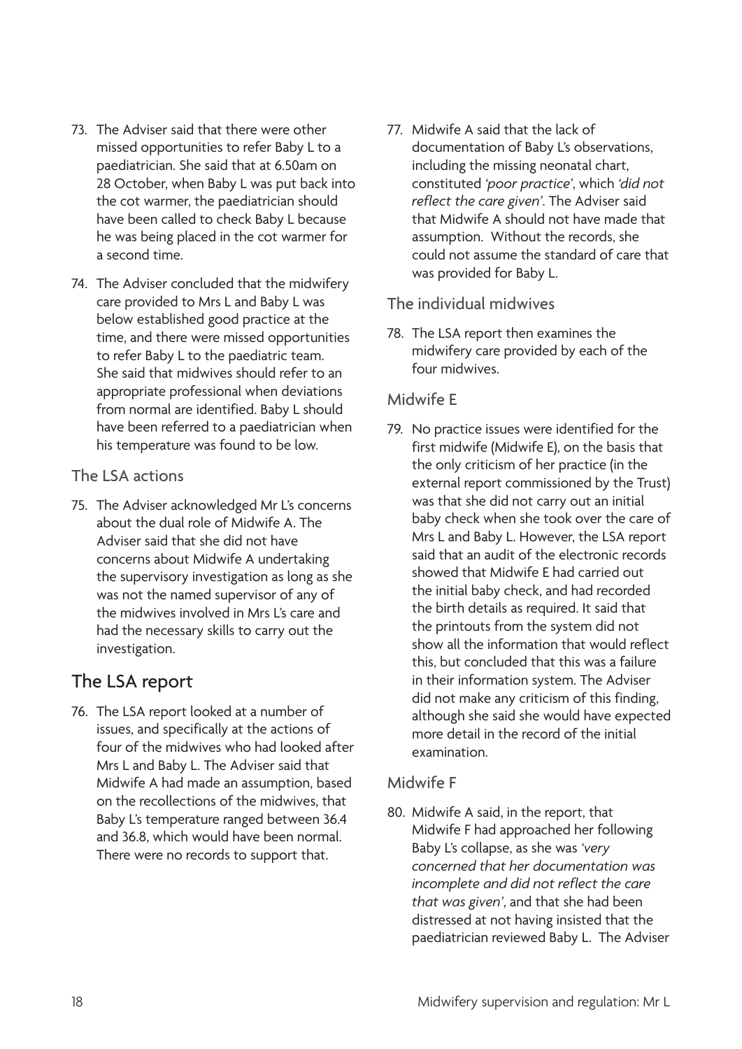73. The Adviser said that there were other missed opportunities to refer Baby L to a paediatrician. She said that at 6.50am on 28 October, when Baby L was put back into the cot warmer, the paediatrician should have been called to check Baby L because he was being placed in the cot warmer for a second time.

74. The Adviser concluded that the midwifery care provided to Mrs L and Baby L was below established good practice at the time, and there were missed opportunities to refer Baby L to the paediatric team. She said that midwives should refer to an appropriate professional when deviations from normal are identified. Baby L should have been referred to a paediatrician when his temperature was found to be low.

### The LSA actions

75. The Adviser acknowledged Mr L's concerns about the dual role of Midwife A. The Adviser said that she did not have concerns about Midwife A undertaking the supervisory investigation as long as she was not the named supervisor of any of the midwives involved in Mrs L's care and had the necessary skills to carry out the investigation.

## The LSA report

76. The LSA report looked at a number of issues, and specifically at the actions of four of the midwives who had looked after Mrs L and Baby L. The Adviser said that Midwife A had made an assumption, based on the recollections of the midwives, that Baby L's temperature ranged between 36.4 and 36.8, which would have been normal. There were no records to support that.

77. Midwife A said that the lack of documentation of Baby L's observations, including the missing neonatal chart, constituted *'poor practice'*, which *'did not reflect the care given'*. The Adviser said that Midwife A should not have made that assumption. Without the records, she could not assume the standard of care that was provided for Baby L.

### The individual midwives

78. The LSA report then examines the midwifery care provided by each of the four midwives.

### Midwife E

79. No practice issues were identified for the first midwife (Midwife E), on the basis that the only criticism of her practice (in the external report commissioned by the Trust) was that she did not carry out an initial baby check when she took over the care of Mrs L and Baby L. However, the LSA report said that an audit of the electronic records showed that Midwife E had carried out the initial baby check, and had recorded the birth details as required. It said that the printouts from the system did not show all the information that would reflect this, but concluded that this was a failure in their information system. The Adviser did not make any criticism of this finding, although she said she would have expected more detail in the record of the initial examination.

### Midwife F

80. Midwife A said, in the report, that Midwife F had approached her following Baby L's collapse, as she was *'very concerned that her documentation was incomplete and did not reflect the care that was given'*, and that she had been distressed at not having insisted that the paediatrician reviewed Baby L. The Adviser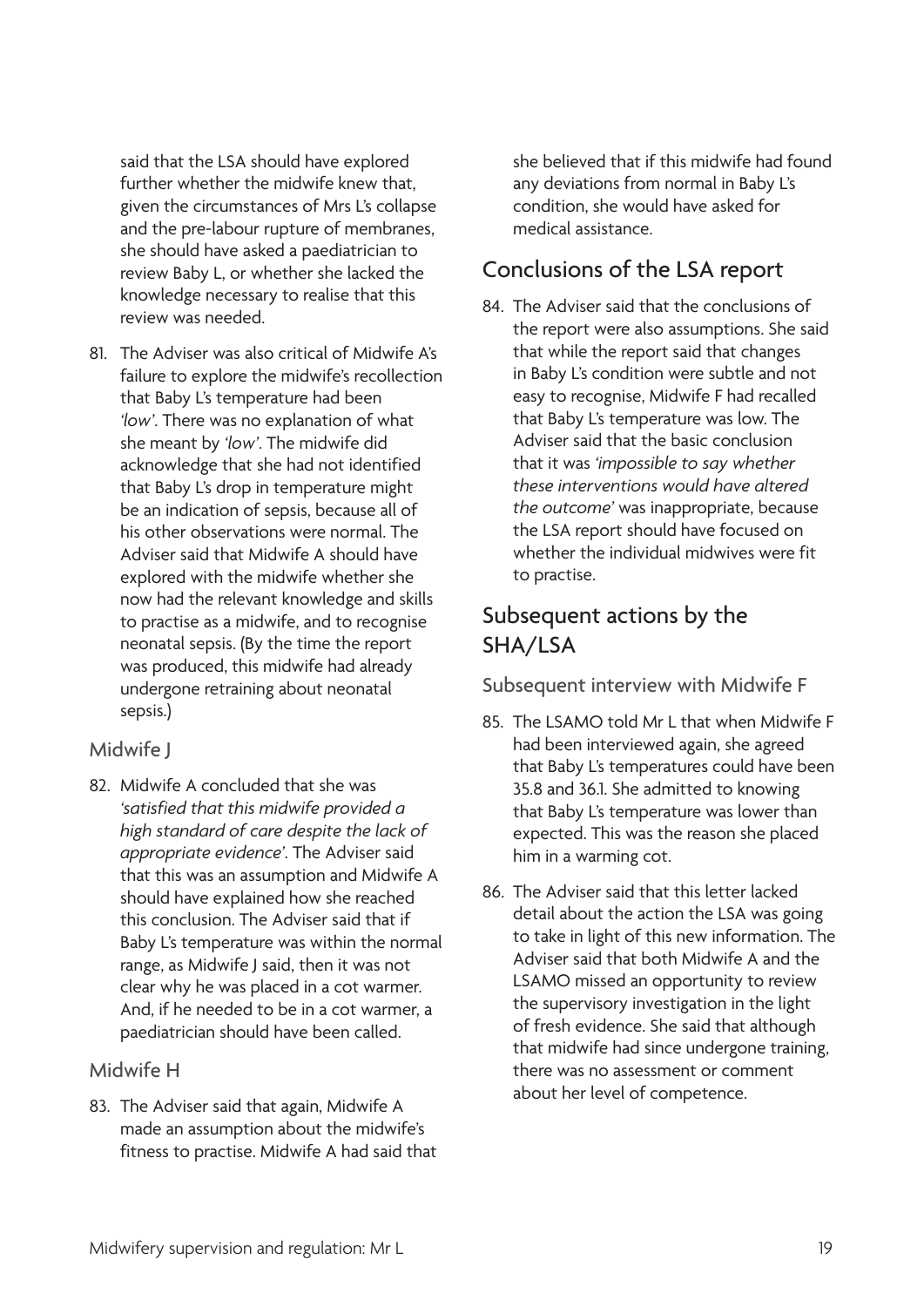said that the LSA should have explored further whether the midwife knew that, given the circumstances of Mrs L's collapse and the pre-labour rupture of membranes, she should have asked a paediatrician to review Baby L, or whether she lacked the knowledge necessary to realise that this review was needed.

81. The Adviser was also critical of Midwife A's failure to explore the midwife's recollection that Baby L's temperature had been *'low'*. There was no explanation of what she meant by *'low'*. The midwife did acknowledge that she had not identified that Baby L's drop in temperature might be an indication of sepsis, because all of his other observations were normal. The Adviser said that Midwife A should have explored with the midwife whether she now had the relevant knowledge and skills to practise as a midwife, and to recognise neonatal sepsis. (By the time the report was produced, this midwife had already undergone retraining about neonatal sepsis.)

### Midwife J

82. Midwife A concluded that she was *'satisfied that this midwife provided a high standard of care despite the lack of appropriate evidence'*. The Adviser said that this was an assumption and Midwife A should have explained how she reached this conclusion. The Adviser said that if Baby L's temperature was within the normal range, as Midwife J said, then it was not clear why he was placed in a cot warmer. And, if he needed to be in a cot warmer, a paediatrician should have been called.

### Midwife H

83. The Adviser said that again, Midwife A made an assumption about the midwife's fitness to practise. Midwife A had said that she believed that if this midwife had found any deviations from normal in Baby L's condition, she would have asked for medical assistance.

## Conclusions of the LSA report

84. The Adviser said that the conclusions of the report were also assumptions. She said that while the report said that changes in Baby L's condition were subtle and not easy to recognise, Midwife F had recalled that Baby L's temperature was low. The Adviser said that the basic conclusion that it was *'impossible to say whether these interventions would have altered the outcome'* was inappropriate, because the LSA report should have focused on whether the individual midwives were fit to practise.

## Subsequent actions by the SHA/LSA

### Subsequent interview with Midwife F

85. The LSAMO told Mr L that when Midwife F had been interviewed again, she agreed that Baby L's temperatures could have been 35.8 and 36.1. She admitted to knowing that Baby L's temperature was lower than expected. This was the reason she placed him in a warming cot.

86. The Adviser said that this letter lacked detail about the action the LSA was going to take in light of this new information. The Adviser said that both Midwife A and the LSAMO missed an opportunity to review the supervisory investigation in the light of fresh evidence. She said that although that midwife had since undergone training, there was no assessment or comment about her level of competence.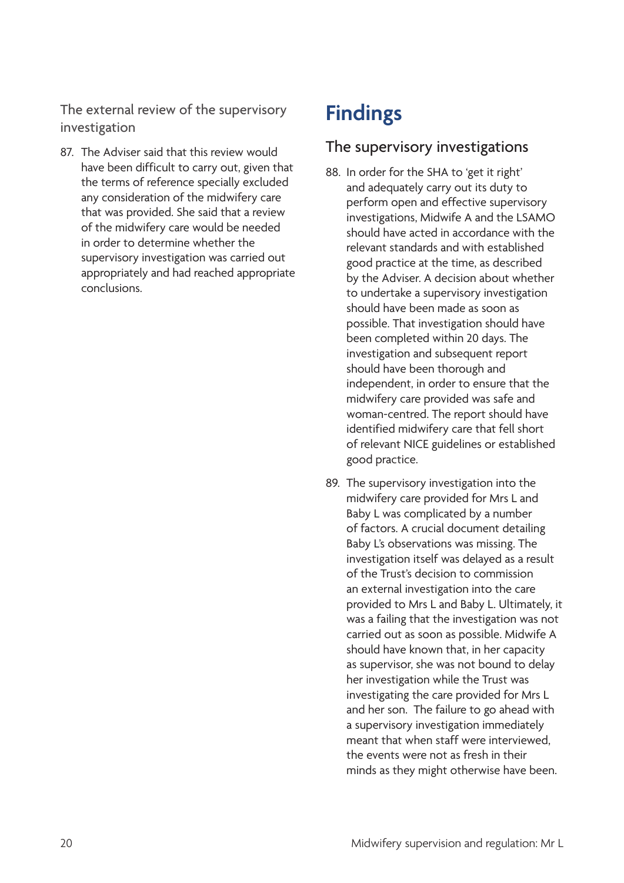### The external review of the supervisory investigation

87. The Adviser said that this review would have been difficult to carry out, given that the terms of reference specially excluded any consideration of the midwifery care that was provided. She said that a review of the midwifery care would be needed in order to determine whether the supervisory investigation was carried out appropriately and had reached appropriate conclusions.

# Findings

## The supervisory investigations

88. In order for the SHA to 'get it right' and adequately carry out its duty to perform open and effective supervisory investigations, Midwife A and the LSAMO should have acted in accordance with the relevant standards and with established good practice at the time, as described by the Adviser. A decision about whether to undertake a supervisory investigation should have been made as soon as possible. That investigation should have been completed within 20 days. The investigation and subsequent report should have been thorough and independent, in order to ensure that the midwifery care provided was safe and woman-centred. The report should have identified midwifery care that fell short of relevant NICE guidelines or established good practice.

89. The supervisory investigation into the midwifery care provided for Mrs L and Baby L was complicated by a number of factors. A crucial document detailing Baby L's observations was missing. The investigation itself was delayed as a result of the Trust's decision to commission an external investigation into the care provided to Mrs L and Baby L. Ultimately, it was a failing that the investigation was not carried out as soon as possible. Midwife A should have known that, in her capacity as supervisor, she was not bound to delay her investigation while the Trust was investigating the care provided for Mrs L and her son. The failure to go ahead with a supervisory investigation immediately meant that when staff were interviewed, the events were not as fresh in their minds as they might otherwise have been.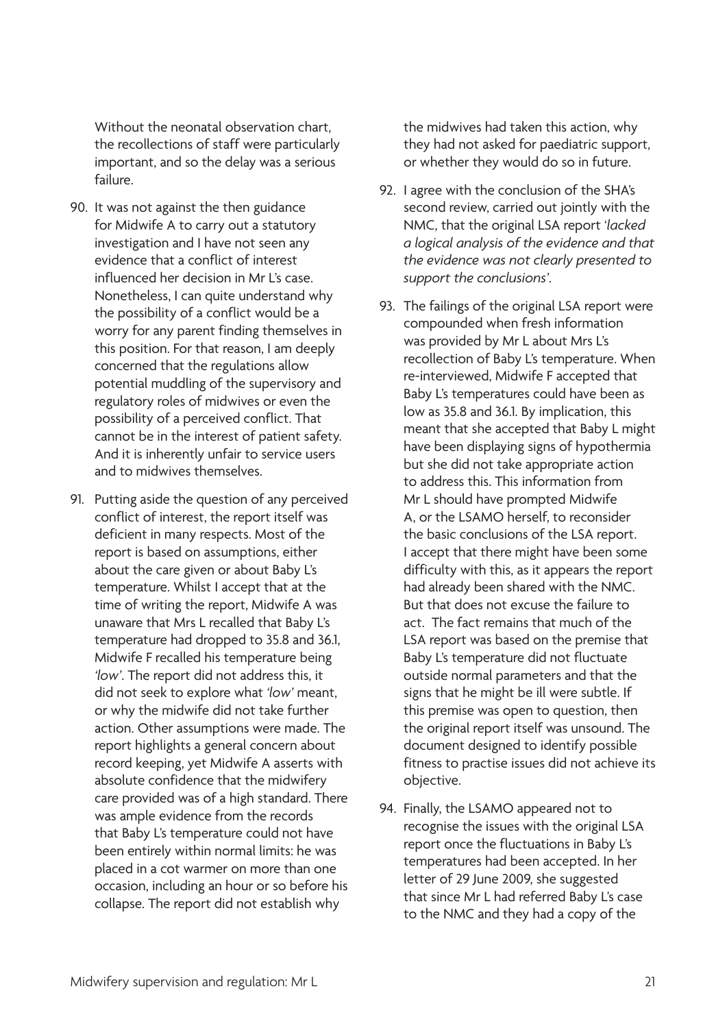Without the neonatal observation chart, the recollections of staff were particularly important, and so the delay was a serious failure.

90. It was not against the then guidance for Midwife A to carry out a statutory investigation and I have not seen any evidence that a conflict of interest influenced her decision in Mr L's case. Nonetheless, I can quite understand why the possibility of a conflict would be a worry for any parent finding themselves in this position. For that reason, I am deeply concerned that the regulations allow potential muddling of the supervisory and regulatory roles of midwives or even the possibility of a perceived conflict. That cannot be in the interest of patient safety. And it is inherently unfair to service users and to midwives themselves.

91. Putting aside the question of any perceived conflict of interest, the report itself was deficient in many respects. Most of the report is based on assumptions, either about the care given or about Baby L's temperature. Whilst I accept that at the time of writing the report, Midwife A was unaware that Mrs L recalled that Baby L's temperature had dropped to 35.8 and 36.1, Midwife F recalled his temperature being *'low'*. The report did not address this, it did not seek to explore what *'low'* meant, or why the midwife did not take further action. Other assumptions were made. The report highlights a general concern about record keeping, yet Midwife A asserts with absolute confidence that the midwifery care provided was of a high standard. There was ample evidence from the records that Baby L's temperature could not have been entirely within normal limits: he was placed in a cot warmer on more than one occasion, including an hour or so before his collapse. The report did not establish why the midwives had taken this action, why they had not asked for paediatric support, or whether they would do so in future.

92. I agree with the conclusion of the SHA's second review, carried out jointly with the NMC, that the original LSA report *'lacked a logical analysis of the evidence and that the evidence was not clearly presented to support the conclusions'*.

93. The failings of the original LSA report were compounded when fresh information was provided by Mr L about Mrs L's recollection of Baby L's temperature. When re-interviewed, Midwife F accepted that Baby L's temperatures could have been as low as 35.8 and 36.1. By implication, this meant that she accepted that Baby L might have been displaying signs of hypothermia but she did not take appropriate action to address this. This information from Mr L should have prompted Midwife A, or the LSAMO herself, to reconsider the basic conclusions of the LSA report. I accept that there might have been some difficulty with this, as it appears the report had already been shared with the NMC. But that does not excuse the failure to act. The fact remains that much of the LSA report was based on the premise that Baby L's temperature did not fluctuate outside normal parameters and that the signs that he might be ill were subtle. If this premise was open to question, then the original report itself was unsound. The document designed to identify possible fitness to practise issues did not achieve its objective.

94. Finally, the LSAMO appeared not to recognise the issues with the original LSA report once the fluctuations in Baby L's temperatures had been accepted. In her letter of 29 June 2009, she suggested that since Mr L had referred Baby L's case to the NMC and they had a copy of the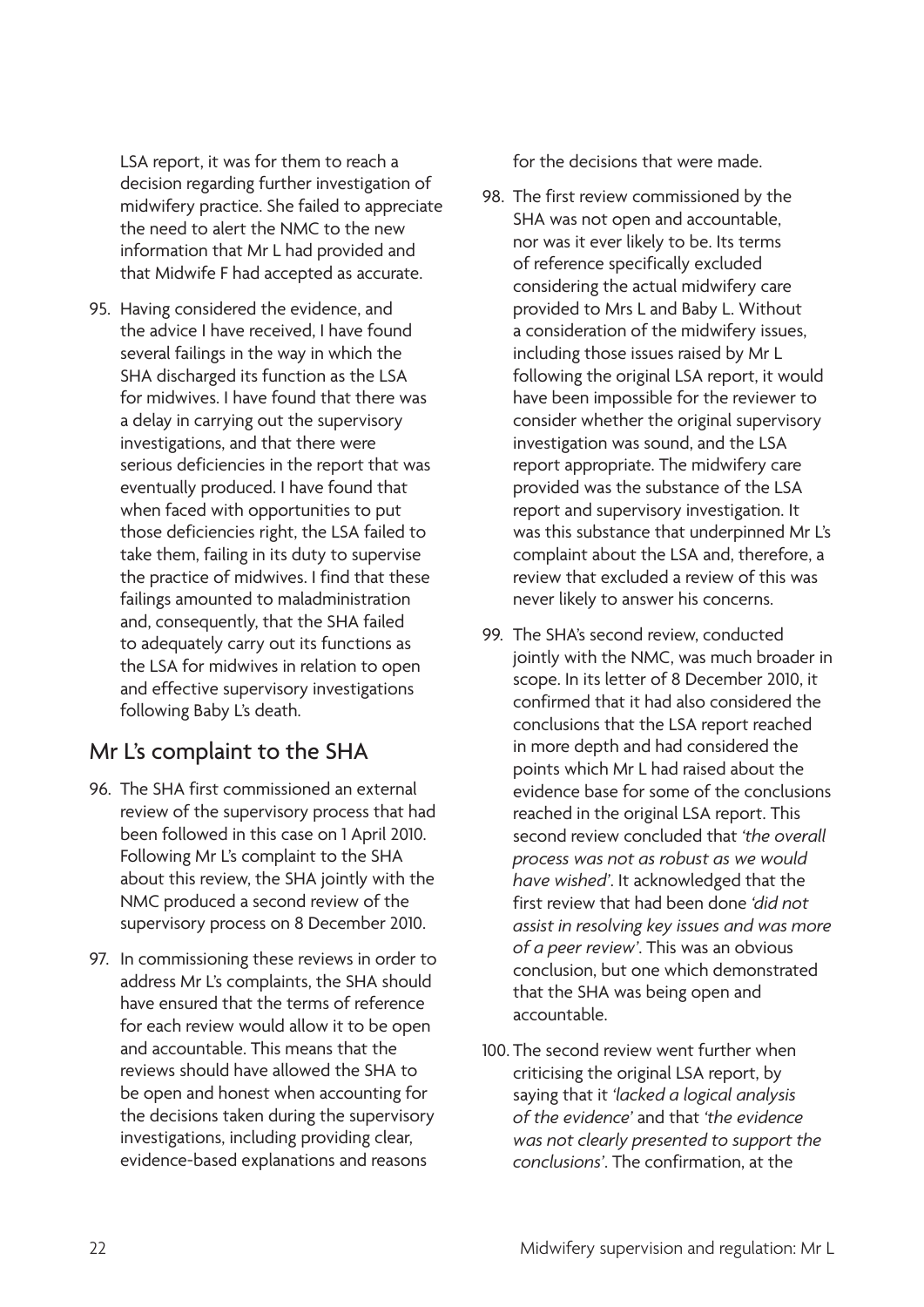LSA report, it was for them to reach a decision regarding further investigation of midwifery practice. She failed to appreciate the need to alert the NMC to the new information that Mr L had provided and that Midwife F had accepted as accurate.

95. Having considered the evidence, and the advice I have received, I have found several failings in the way in which the SHA discharged its function as the LSA for midwives. I have found that there was a delay in carrying out the supervisory investigations, and that there were serious deficiencies in the report that was eventually produced. I have found that when faced with opportunities to put those deficiencies right, the LSA failed to take them, failing in its duty to supervise the practice of midwives. I find that these failings amounted to maladministration and, consequently, that the SHA failed to adequately carry out its functions as the LSA for midwives in relation to open and effective supervisory investigations following Baby L's death.

## Mr L's complaint to the SHA

96. The SHA first commissioned an external review of the supervisory process that had been followed in this case on 1 April 2010. Following Mr L's complaint to the SHA about this review, the SHA jointly with the NMC produced a second review of the supervisory process on 8 December 2010.

97. In commissioning these reviews in order to address Mr L's complaints, the SHA should have ensured that the terms of reference for each review would allow it to be open and accountable. This means that the reviews should have allowed the SHA to be open and honest when accounting for the decisions taken during the supervisory investigations, including providing clear, evidence-based explanations and reasons for the decisions that were made.

98. The first review commissioned by the SHA was not open and accountable, nor was it ever likely to be. Its terms of reference specifically excluded considering the actual midwifery care provided to Mrs L and Baby L. Without a consideration of the midwifery issues, including those issues raised by Mr L following the original LSA report, it would have been impossible for the reviewer to consider whether the original supervisory investigation was sound, and the LSA report appropriate. The midwifery care provided was the substance of the LSA report and supervisory investigation. It was this substance that underpinned Mr L's complaint about the LSA and, therefore, a review that excluded a review of this was never likely to answer his concerns.

99. The SHA's second review, conducted jointly with the NMC, was much broader in scope. In its letter of 8 December 2010, it confirmed that it had also considered the conclusions that the LSA report reached in more depth and had considered the points which Mr L had raised about the evidence base for some of the conclusions reached in the original LSA report. This second review concluded that *'the overall process was not as robust as we would have wished'*. It acknowledged that the first review that had been done *'did not assist in resolving key issues and was more of a peer review'*. This was an obvious conclusion, but one which demonstrated that the SHA was being open and accountable.

100. The second review went further when criticising the original LSA report, by saying that it *'lacked a logical analysis of the evidence'* and that *'the evidence was not clearly presented to support the conclusions'*. The confirmation, at the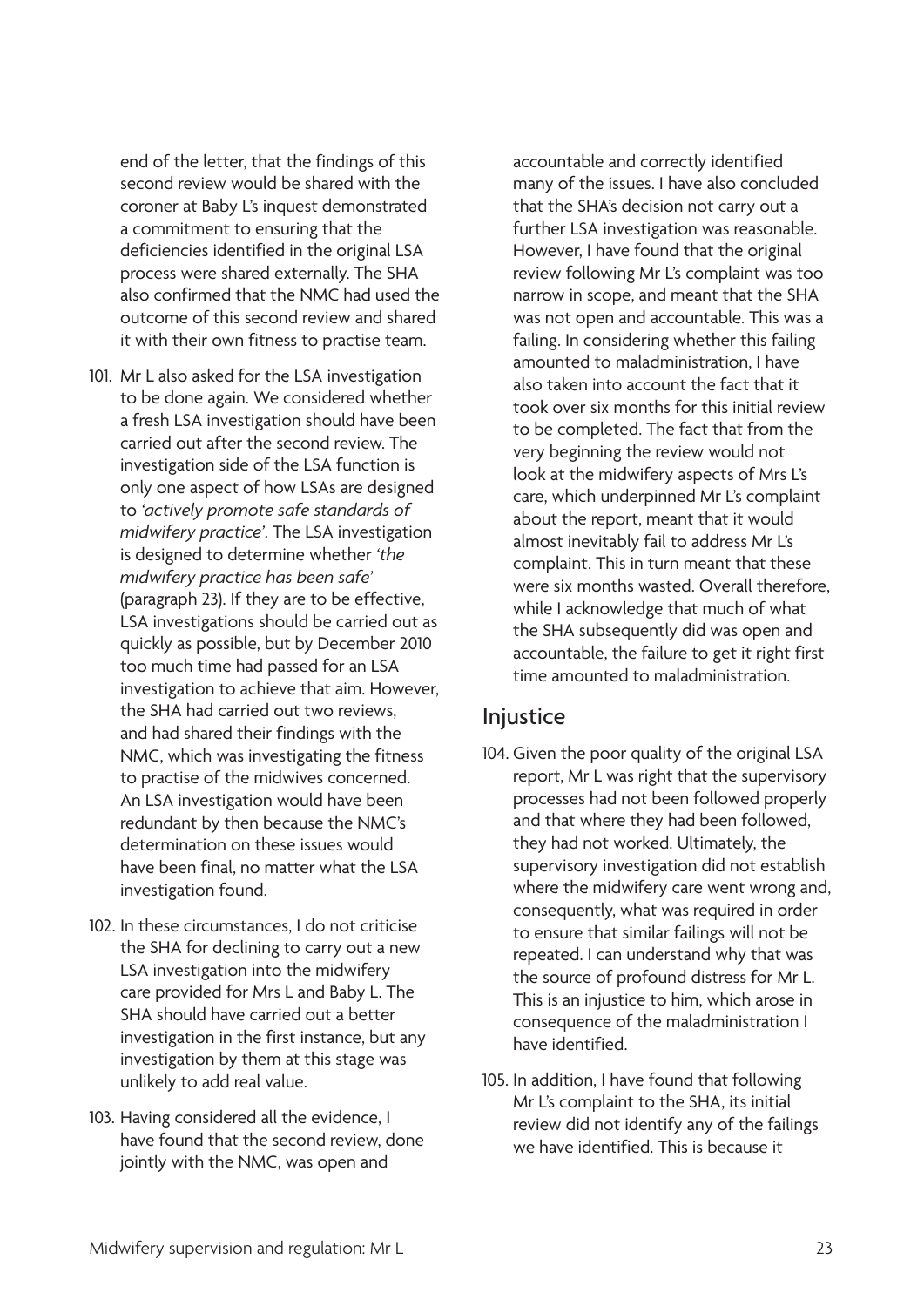end of the letter, that the findings of this second review would be shared with the coroner at Baby L's inquest demonstrated a commitment to ensuring that the deficiencies identified in the original LSA process were shared externally. The SHA also confirmed that the NMC had used the outcome of this second review and shared it with their own fitness to practise team.

101. Mr L also asked for the LSA investigation to be done again. We considered whether a fresh LSA investigation should have been carried out after the second review. The investigation side of the LSA function is only one aspect of how LSAs are designed to *'actively promote safe standards of midwifery practice'*. The LSA investigation is designed to determine whether *'the midwifery practice has been safe'* (paragraph 23). If they are to be effective, LSA investigations should be carried out as quickly as possible, but by December 2010 too much time had passed for an LSA investigation to achieve that aim. However, the SHA had carried out two reviews, and had shared their findings with the NMC, which was investigating the fitness to practise of the midwives concerned. An LSA investigation would have been redundant by then because the NMC's determination on these issues would have been final, no matter what the LSA investigation found.

102. In these circumstances, I do not criticise the SHA for declining to carry out a new LSA investigation into the midwifery care provided for Mrs L and Baby L. The SHA should have carried out a better investigation in the first instance, but any investigation by them at this stage was unlikely to add real value.

103. Having considered all the evidence, I have found that the second review, done jointly with the NMC, was open and accountable and correctly identified many of the issues. I have also concluded that the SHA's decision not carry out a further LSA investigation was reasonable. However, I have found that the original review following Mr L's complaint was too narrow in scope, and meant that the SHA was not open and accountable. This was a failing. In considering whether this failing amounted to maladministration, I have also taken into account the fact that it took over six months for this initial review to be completed. The fact that from the very beginning the review would not look at the midwifery aspects of Mrs L's care, which underpinned Mr L's complaint about the report, meant that it would almost inevitably fail to address Mr L's complaint. This in turn meant that these were six months wasted. Overall therefore, while I acknowledge that much of what the SHA subsequently did was open and accountable, the failure to get it right first time amounted to maladministration.

## Injustice

104. Given the poor quality of the original LSA report, Mr L was right that the supervisory processes had not been followed properly and that where they had been followed, they had not worked. Ultimately, the supervisory investigation did not establish where the midwifery care went wrong and, consequently, what was required in order to ensure that similar failings will not be repeated. I can understand why that was the source of profound distress for Mr L. This is an injustice to him, which arose in consequence of the maladministration I have identified.

105. In addition, I have found that following Mr L's complaint to the SHA, its initial review did not identify any of the failings we have identified. This is because it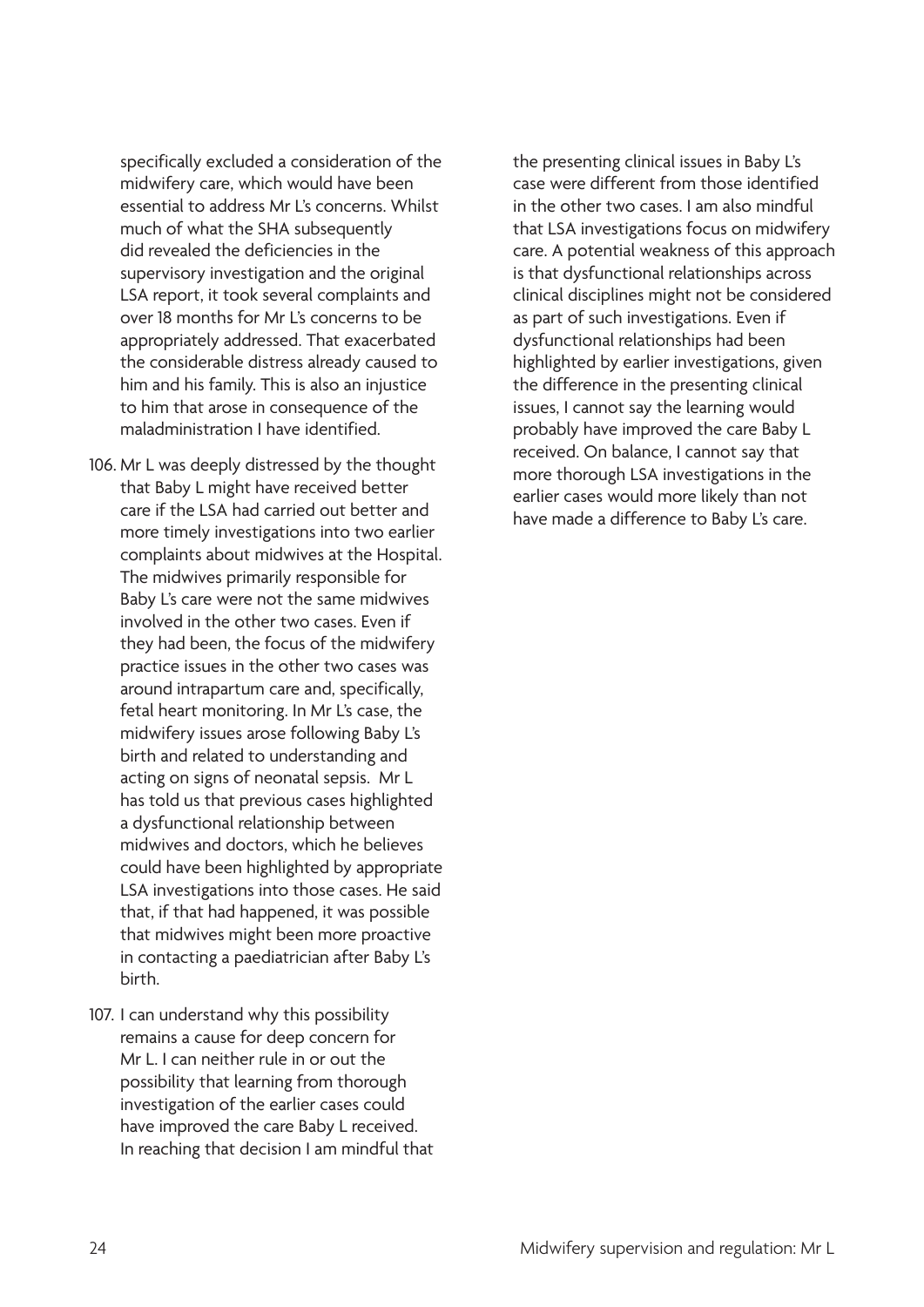specifically excluded a consideration of the midwifery care, which would have been essential to address Mr L's concerns. Whilst much of what the SHA subsequently did revealed the deficiencies in the supervisory investigation and the original LSA report, it took several complaints and over 18 months for Mr L's concerns to be appropriately addressed. That exacerbated the considerable distress already caused to him and his family. This is also an injustice to him that arose in consequence of the maladministration I have identified.

106. Mr L was deeply distressed by the thought that Baby L might have received better care if the LSA had carried out better and more timely investigations into two earlier complaints about midwives at the Hospital. The midwives primarily responsible for Baby L's care were not the same midwives involved in the other two cases. Even if they had been, the focus of the midwifery practice issues in the other two cases was around intrapartum care and, specifically, fetal heart monitoring. In Mr L's case, the midwifery issues arose following Baby L's birth and related to understanding and acting on signs of neonatal sepsis. Mr L has told us that previous cases highlighted a dysfunctional relationship between midwives and doctors, which he believes could have been highlighted by appropriate LSA investigations into those cases. He said that, if that had happened, it was possible that midwives might been more proactive in contacting a paediatrician after Baby L's birth.

107. I can understand why this possibility remains a cause for deep concern for Mr L. I can neither rule in or out the possibility that learning from thorough investigation of the earlier cases could have improved the care Baby L received. In reaching that decision I am mindful that the presenting clinical issues in Baby L's case were different from those identified in the other two cases. I am also mindful that LSA investigations focus on midwifery care. A potential weakness of this approach is that dysfunctional relationships across clinical disciplines might not be considered as part of such investigations. Even if dysfunctional relationships had been highlighted by earlier investigations, given the difference in the presenting clinical issues, I cannot say the learning would probably have improved the care Baby L received. On balance, I cannot say that more thorough LSA investigations in the earlier cases would more likely than not have made a difference to Baby L's care.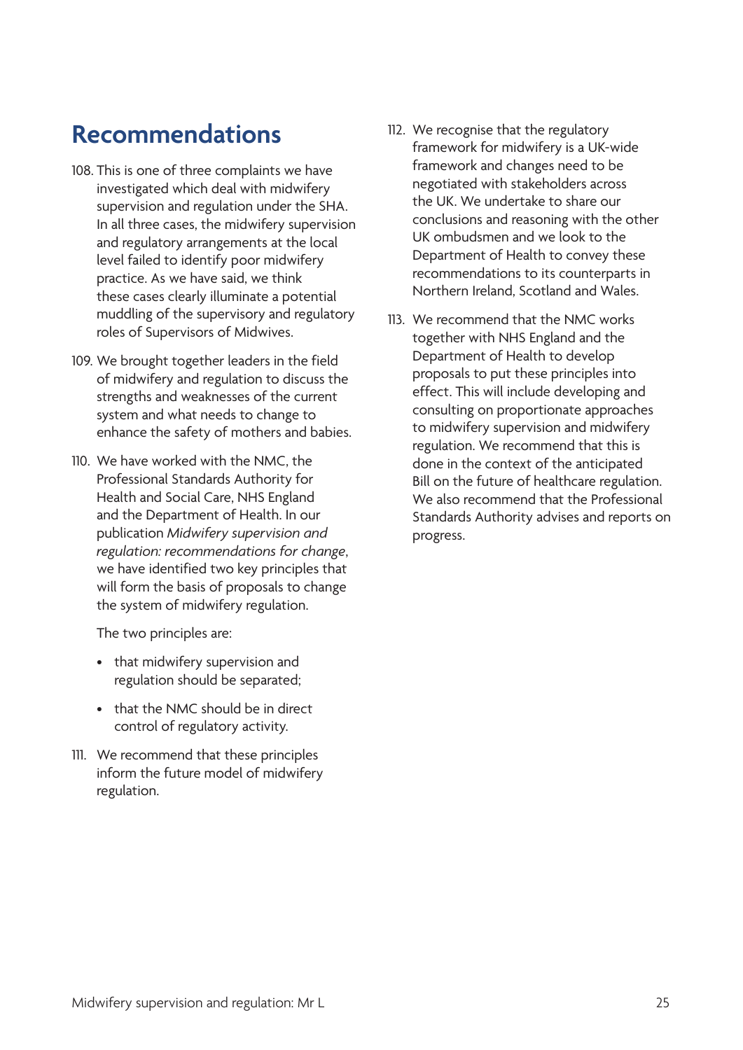## Recommendations

108. This is one of three complaints we have investigated which deal with midwifery supervision and regulation under the SHA. In all three cases, the midwifery supervision and regulatory arrangements at the local level failed to identify poor midwifery practice. As we have said, we think these cases clearly illuminate a potential muddling of the supervisory and regulatory roles of Supervisors of Midwives.

109. We brought together leaders in the field of midwifery and regulation to discuss the strengths and weaknesses of the current system and what needs to change to enhance the safety of mothers and babies.

110. We have worked with the NMC, the Professional Standards Authority for Health and Social Care, NHS England and the Department of Health. In our publication *Midwifery supervision and regulation: recommendations for change*, we have identified two key principles that will form the basis of proposals to change the system of midwifery regulation.

     The two principles are:

     - that midwifery supervision and regulation should be separated;
     - that the NMC should be in direct control of regulatory activity.

111. We recommend that these principles inform the future model of midwifery regulation.

112. We recognise that the regulatory framework for midwifery is a UK-wide framework and changes need to be negotiated with stakeholders across the UK. We undertake to share our conclusions and reasoning with the other UK ombudsmen and we look to the Department of Health to convey these recommendations to its counterparts in Northern Ireland, Scotland and Wales.

113. We recommend that the NMC works together with NHS England and the Department of Health to develop proposals to put these principles into effect. This will include developing and consulting on proportionate approaches to midwifery supervision and midwifery regulation. We recommend that this is done in the context of the anticipated Bill on the future of healthcare regulation. We also recommend that the Professional Standards Authority advises and reports on progress.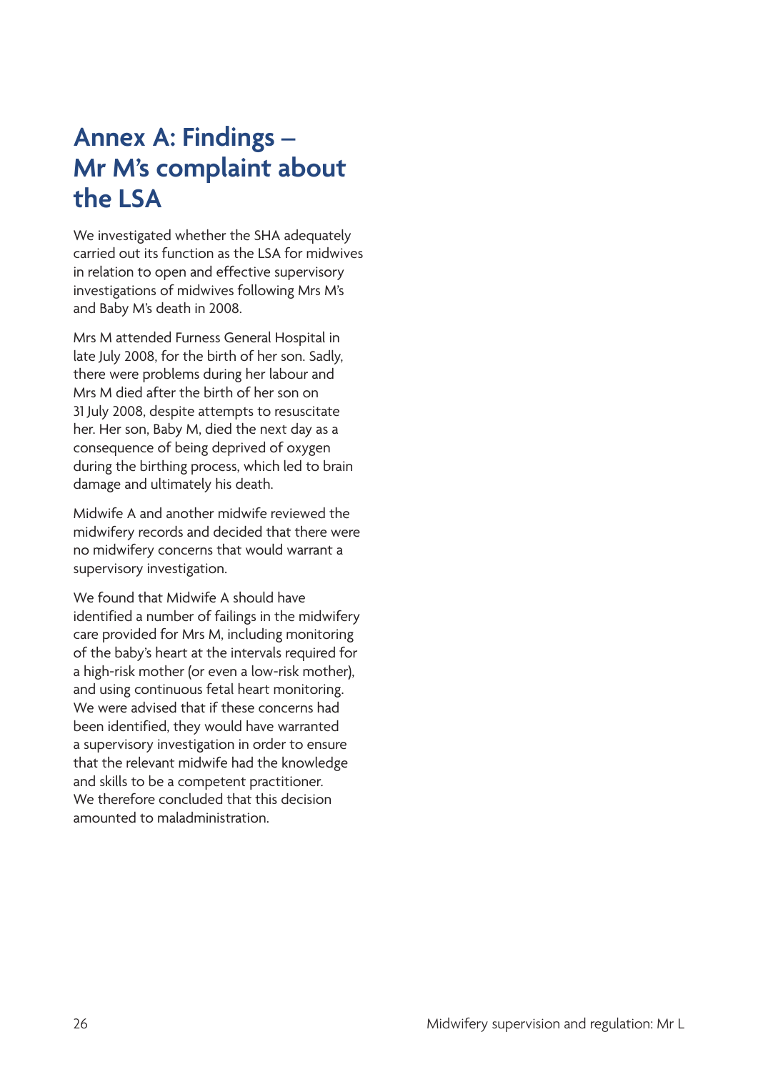# Annex A: Findings – Mr M's complaint about the LSA

We investigated whether the SHA adequately carried out its function as the LSA for midwives in relation to open and effective supervisory investigations of midwives following Mrs M's and Baby M's death in 2008.

Mrs M attended Furness General Hospital in late July 2008, for the birth of her son. Sadly, there were problems during her labour and Mrs M died after the birth of her son on 31 July 2008, despite attempts to resuscitate her. Her son, Baby M, died the next day as a consequence of being deprived of oxygen during the birthing process, which led to brain damage and ultimately his death.

Midwife A and another midwife reviewed the midwifery records and decided that there were no midwifery concerns that would warrant a supervisory investigation.

We found that Midwife A should have identified a number of failings in the midwifery care provided for Mrs M, including monitoring of the baby's heart at the intervals required for a high-risk mother (or even a low-risk mother), and using continuous fetal heart monitoring. We were advised that if these concerns had been identified, they would have warranted a supervisory investigation in order to ensure that the relevant midwife had the knowledge and skills to be a competent practitioner. We therefore concluded that this decision amounted to maladministration.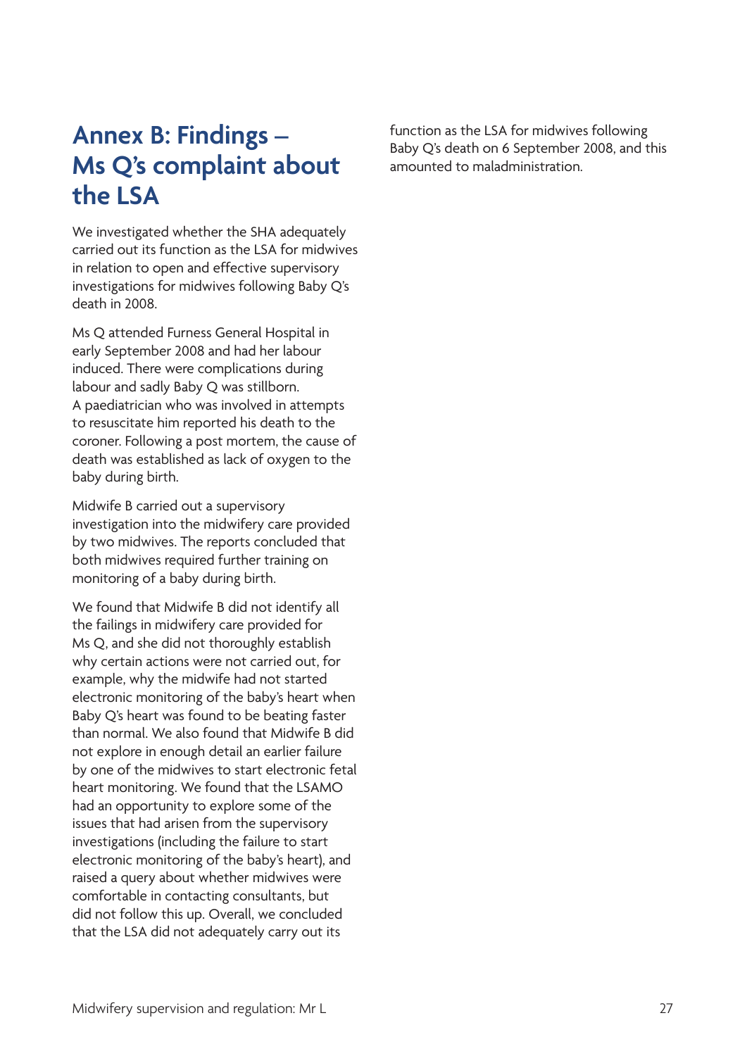## Annex B: Findings – Ms Q's complaint about the LSA

We investigated whether the SHA adequately carried out its function as the LSA for midwives in relation to open and effective supervisory investigations for midwives following Baby Q's death in 2008.

Ms Q attended Furness General Hospital in early September 2008 and had her labour induced. There were complications during labour and sadly Baby Q was stillborn. A paediatrician who was involved in attempts to resuscitate him reported his death to the coroner. Following a post mortem, the cause of death was established as lack of oxygen to the baby during birth.

Midwife B carried out a supervisory investigation into the midwifery care provided by two midwives. The reports concluded that both midwives required further training on monitoring of a baby during birth.

We found that Midwife B did not identify all the failings in midwifery care provided for Ms Q, and she did not thoroughly establish why certain actions were not carried out, for example, why the midwife had not started electronic monitoring of the baby's heart when Baby Q's heart was found to be beating faster than normal. We also found that Midwife B did not explore in enough detail an earlier failure by one of the midwives to start electronic fetal heart monitoring. We found that the LSAMO had an opportunity to explore some of the issues that had arisen from the supervisory investigations (including the failure to start electronic monitoring of the baby's heart), and raised a query about whether midwives were comfortable in contacting consultants, but did not follow this up. Overall, we concluded that the LSA did not adequately carry out its function as the LSA for midwives following Baby Q's death on 6 September 2008, and this amounted to maladministration.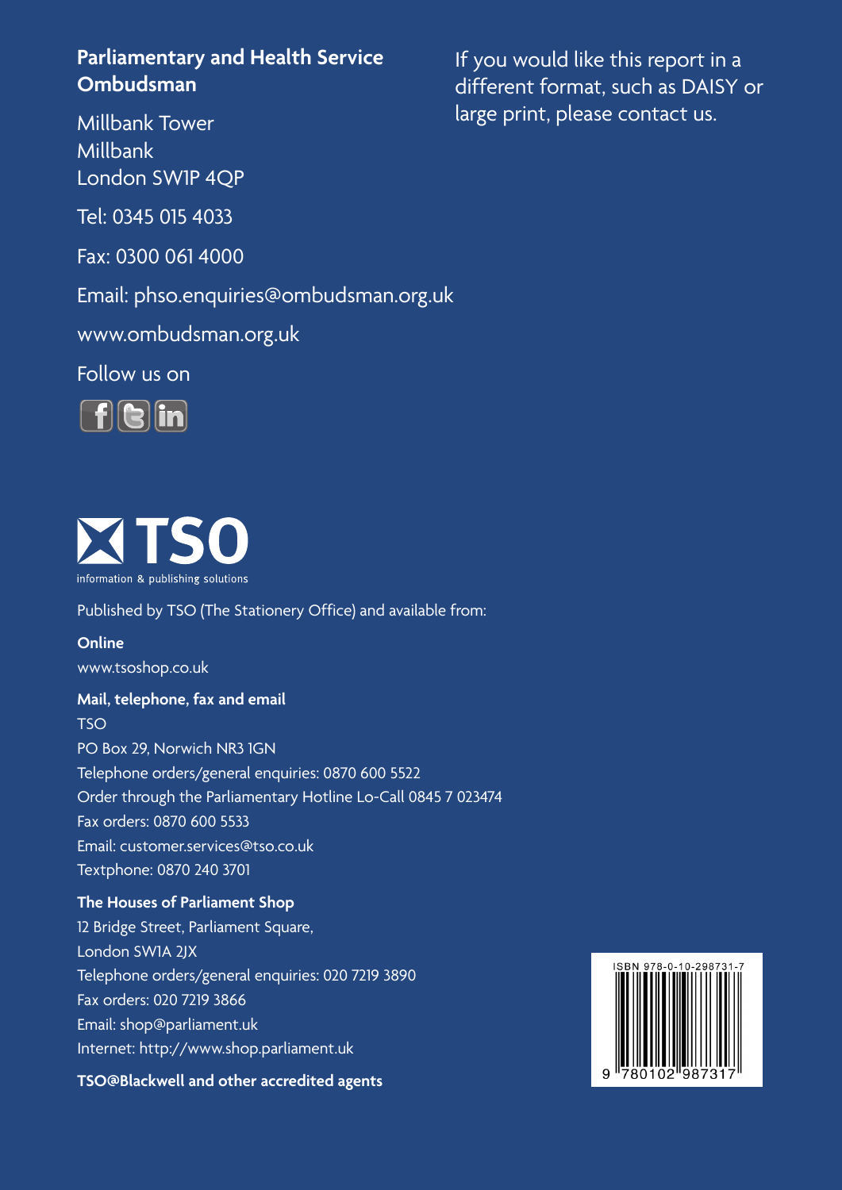**Parliamentary and Health Service Ombudsman**

Millbank Tower
Millbank
London SW1P 4QP

Tel: 0345 015 4033

Fax: 0300 061 4000

Email: phso.enquiries@ombudsman.org.uk

www.ombudsman.org.uk

Follow us on

If you would like this report in a different format, such as DAISY or large print, please contact us.

TSO
information & publishing solutions

Published by TSO (The Stationery Office) and available from:

**Online**
www.tsoshop.co.uk

**Mail, telephone, fax and email**
TSO
PO Box 29, Norwich NR3 1GN
Telephone orders/general enquiries: 0870 600 5522
Order through the Parliamentary Hotline Lo-Call 0845 7 023474
Fax orders: 0870 600 5533
Email: customer.services@tso.co.uk
Textphone: 0870 240 3701

**The Houses of Parliament Shop**
12 Bridge Street, Parliament Square,
London SW1A 2JX
Telephone orders/general enquiries: 020 7219 3890
Fax orders: 020 7219 3866
Email: shop@parliament.uk
Internet: http://www.shop.parliament.uk

**TSO@Blackwell and other accredited agents**

ISBN 978-0-10-298731-7

9 780102 987317